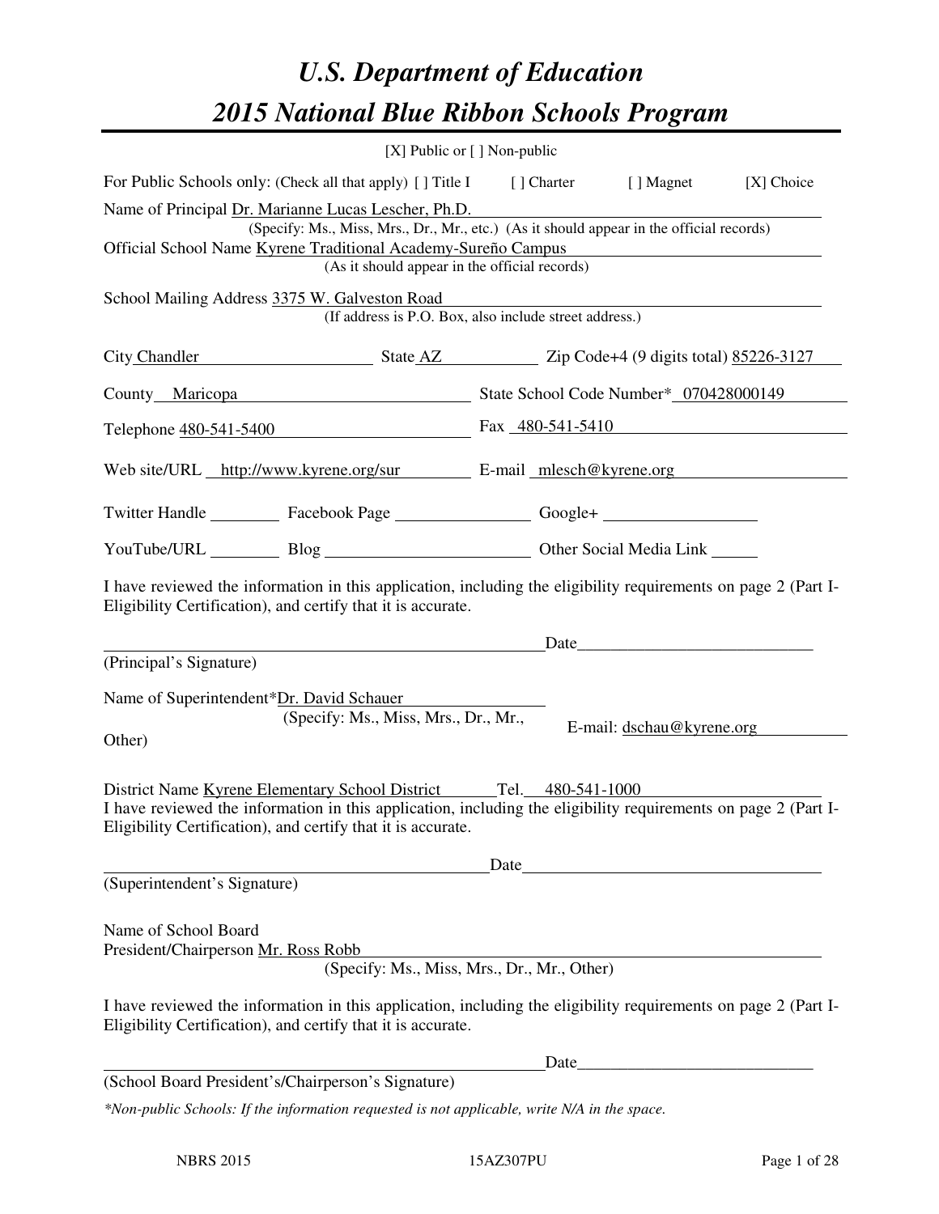# U.S. Department of Education
# 2015 National Blue Ribbon Schools Program

[X] Public or [ ] Non-public

For Public Schools only: (Check all that apply) [ ] Title I [ ] Charter [ ] Magnet [X] Choice

Name of Principal Dr. Marianne Lucas Lescher, Ph.D.
(Specify: Ms., Miss, Mrs., Dr., Mr., etc.) (As it should appear in the official records)

Official School Name Kyrene Traditional Academy-Sureño Campus
(As it should appear in the official records)

School Mailing Address 3375 W. Galveston Road
(If address is P.O. Box, also include street address.)

City Chandler State AZ Zip Code+4 (9 digits total) 85226-3127

County Maricopa State School Code Number* 070428000149

Telephone 480-541-5400 Fax 480-541-5410

Web site/URL http://www.kyrene.org/sur E-mail mlesch@kyrene.org

Twitter Handle ________ Facebook Page ________________ Google+ __________________

YouTube/URL ________ Blog ________________________ Other Social Media Link ______

I have reviewed the information in this application, including the eligibility requirements on page 2 (Part I-Eligibility Certification), and certify that it is accurate.

_______________________________________________________ Date____________________________
(Principal's Signature)

Name of Superintendent*Dr. David Schauer
(Specify: Ms., Miss, Mrs., Dr., Mr., Other)

E-mail: dschau@kyrene.org

District Name Kyrene Elementary School District Tel. 480-541-1000

I have reviewed the information in this application, including the eligibility requirements on page 2 (Part I-Eligibility Certification), and certify that it is accurate.

_______________________________________________________ Date____________________________
(Superintendent's Signature)

Name of School Board
President/Chairperson Mr. Ross Robb
(Specify: Ms., Miss, Mrs., Dr., Mr., Other)

I have reviewed the information in this application, including the eligibility requirements on page 2 (Part I-Eligibility Certification), and certify that it is accurate.

_______________________________________________________ Date____________________________
(School Board President's/Chairperson's Signature)

*\*Non-public Schools: If the information requested is not applicable, write N/A in the space.*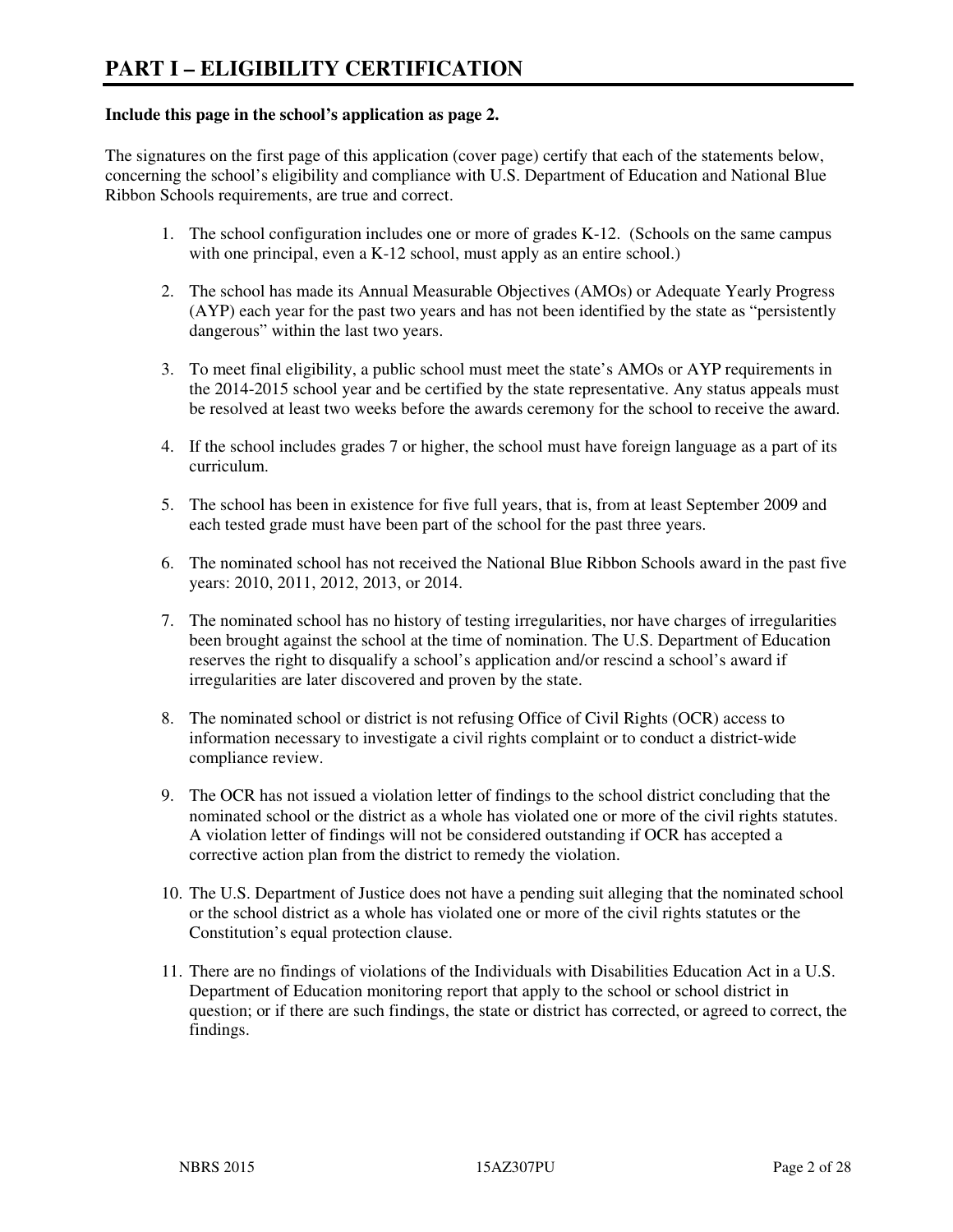# PART I – ELIGIBILITY CERTIFICATION

**Include this page in the school's application as page 2.**

The signatures on the first page of this application (cover page) certify that each of the statements below, concerning the school's eligibility and compliance with U.S. Department of Education and National Blue Ribbon Schools requirements, are true and correct.

1. The school configuration includes one or more of grades K-12. (Schools on the same campus with one principal, even a K-12 school, must apply as an entire school.)

2. The school has made its Annual Measurable Objectives (AMOs) or Adequate Yearly Progress (AYP) each year for the past two years and has not been identified by the state as "persistently dangerous" within the last two years.

3. To meet final eligibility, a public school must meet the state's AMOs or AYP requirements in the 2014-2015 school year and be certified by the state representative. Any status appeals must be resolved at least two weeks before the awards ceremony for the school to receive the award.

4. If the school includes grades 7 or higher, the school must have foreign language as a part of its curriculum.

5. The school has been in existence for five full years, that is, from at least September 2009 and each tested grade must have been part of the school for the past three years.

6. The nominated school has not received the National Blue Ribbon Schools award in the past five years: 2010, 2011, 2012, 2013, or 2014.

7. The nominated school has no history of testing irregularities, nor have charges of irregularities been brought against the school at the time of nomination. The U.S. Department of Education reserves the right to disqualify a school's application and/or rescind a school's award if irregularities are later discovered and proven by the state.

8. The nominated school or district is not refusing Office of Civil Rights (OCR) access to information necessary to investigate a civil rights complaint or to conduct a district-wide compliance review.

9. The OCR has not issued a violation letter of findings to the school district concluding that the nominated school or the district as a whole has violated one or more of the civil rights statutes. A violation letter of findings will not be considered outstanding if OCR has accepted a corrective action plan from the district to remedy the violation.

10. The U.S. Department of Justice does not have a pending suit alleging that the nominated school or the school district as a whole has violated one or more of the civil rights statutes or the Constitution's equal protection clause.

11. There are no findings of violations of the Individuals with Disabilities Education Act in a U.S. Department of Education monitoring report that apply to the school or school district in question; or if there are such findings, the state or district has corrected, or agreed to correct, the findings.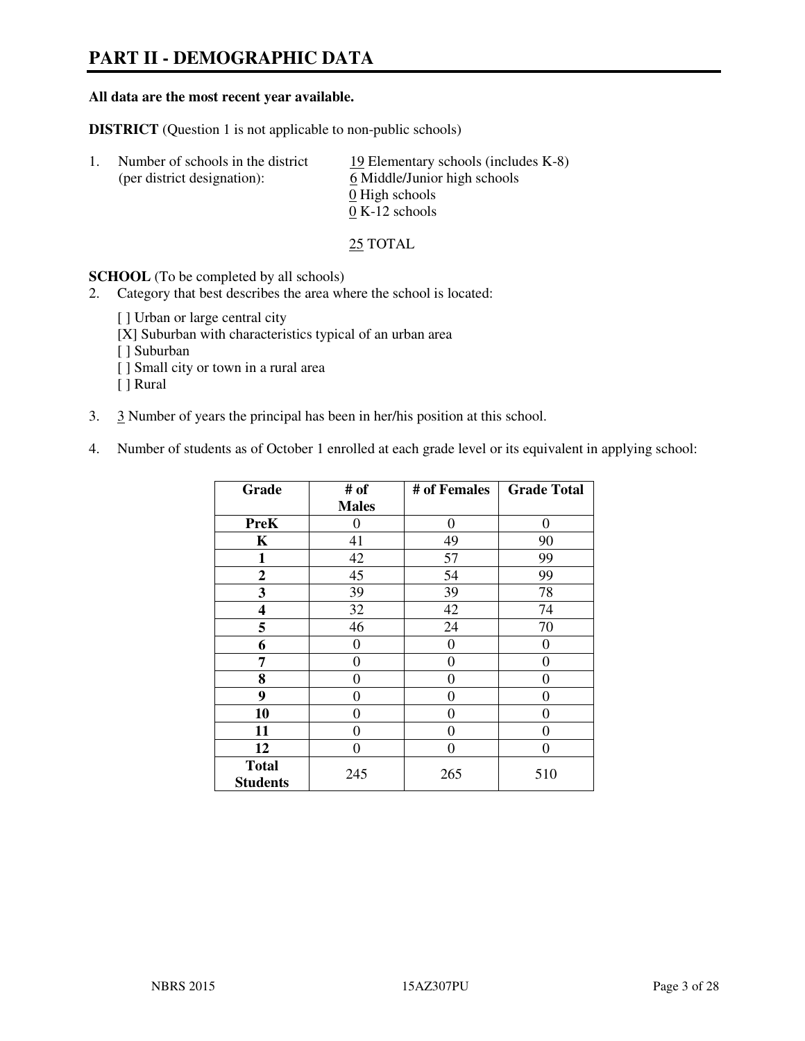# PART II - DEMOGRAPHIC DATA

**All data are the most recent year available.**

**DISTRICT** (Question 1 is not applicable to non-public schools)

1. Number of schools in the district (per district designation):

   19 Elementary schools (includes K-8)
   6 Middle/Junior high schools
   0 High schools
   0 K-12 schools

   25 TOTAL

**SCHOOL** (To be completed by all schools)

2. Category that best describes the area where the school is located:

   [ ] Urban or large central city
   [X] Suburban with characteristics typical of an urban area
   [ ] Suburban
   [ ] Small city or town in a rural area
   [ ] Rural

3. 3 Number of years the principal has been in her/his position at this school.

4. Number of students as of October 1 enrolled at each grade level or its equivalent in applying school:

| Grade | # of Males | # of Females | Grade Total |
|---|---|---|---|
| **PreK** | 0 | 0 | 0 |
| **K** | 41 | 49 | 90 |
| **1** | 42 | 57 | 99 |
| **2** | 45 | 54 | 99 |
| **3** | 39 | 39 | 78 |
| **4** | 32 | 42 | 74 |
| **5** | 46 | 24 | 70 |
| **6** | 0 | 0 | 0 |
| **7** | 0 | 0 | 0 |
| **8** | 0 | 0 | 0 |
| **9** | 0 | 0 | 0 |
| **10** | 0 | 0 | 0 |
| **11** | 0 | 0 | 0 |
| **12** | 0 | 0 | 0 |
| **Total Students** | 245 | 265 | 510 |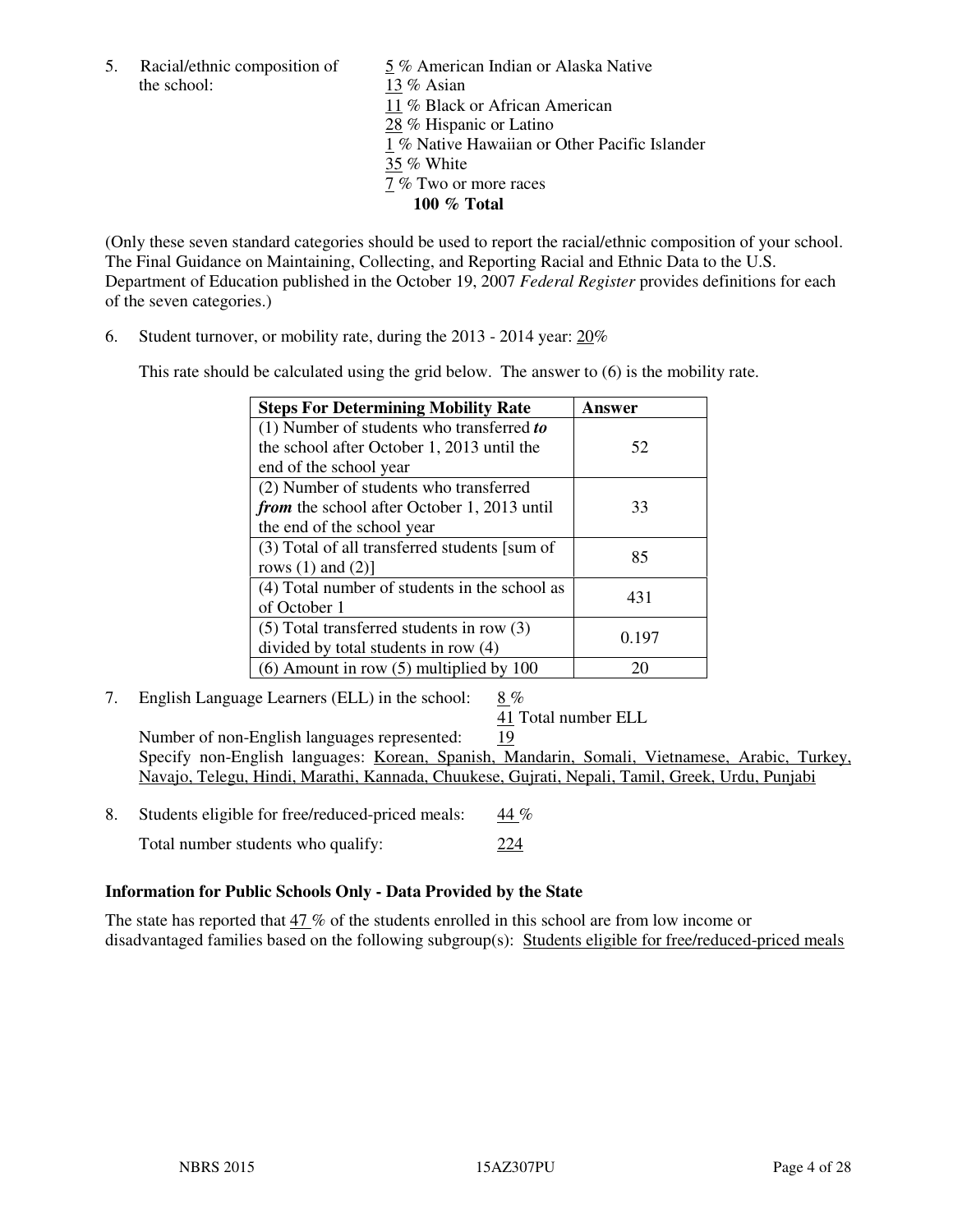5. Racial/ethnic composition of the school:

5 % American Indian or Alaska Native
13 % Asian
11 % Black or African American
28 % Hispanic or Latino
1 % Native Hawaiian or Other Pacific Islander
35 % White
7 % Two or more races
**100 % Total**

(Only these seven standard categories should be used to report the racial/ethnic composition of your school. The Final Guidance on Maintaining, Collecting, and Reporting Racial and Ethnic Data to the U.S. Department of Education published in the October 19, 2007 *Federal Register* provides definitions for each of the seven categories.)

6. Student turnover, or mobility rate, during the 2013 - 2014 year: 20%

This rate should be calculated using the grid below. The answer to (6) is the mobility rate.

| **Steps For Determining Mobility Rate** | **Answer** |
|---|---|
| (1) Number of students who transferred ***to*** the school after October 1, 2013 until the end of the school year | 52 |
| (2) Number of students who transferred ***from*** the school after October 1, 2013 until the end of the school year | 33 |
| (3) Total of all transferred students [sum of rows (1) and (2)] | 85 |
| (4) Total number of students in the school as of October 1 | 431 |
| (5) Total transferred students in row (3) divided by total students in row (4) | 0.197 |
| (6) Amount in row (5) multiplied by 100 | 20 |

7. English Language Learners (ELL) in the school: 8 %

41 Total number ELL

Number of non-English languages represented: 19

Specify non-English languages: Korean, Spanish, Mandarin, Somali, Vietnamese, Arabic, Turkey, Navajo, Telegu, Hindi, Marathi, Kannada, Chuukese, Gujrati, Nepali, Tamil, Greek, Urdu, Punjabi

8. Students eligible for free/reduced-priced meals: 44 %

Total number students who qualify: 224

### Information for Public Schools Only - Data Provided by the State

The state has reported that 47 % of the students enrolled in this school are from low income or disadvantaged families based on the following subgroup(s): Students eligible for free/reduced-priced meals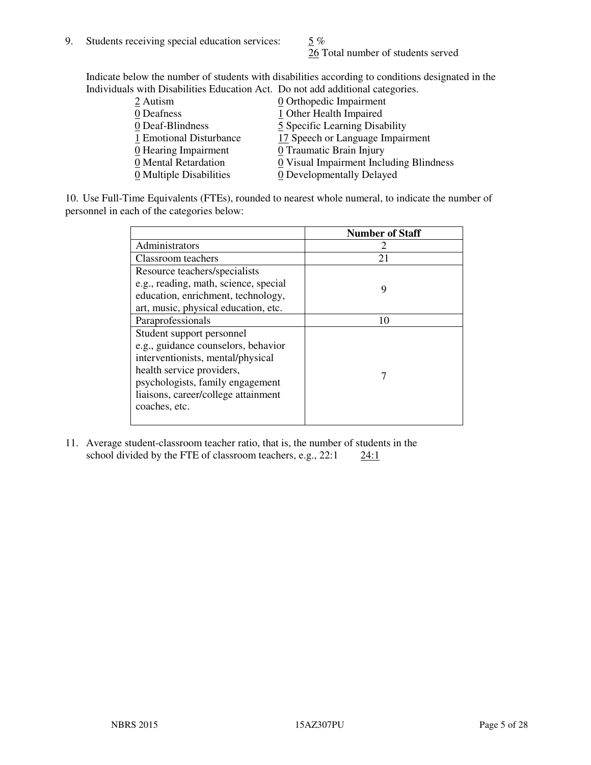9. Students receiving special education services: 5 %
   26 Total number of students served

   Indicate below the number of students with disabilities according to conditions designated in the Individuals with Disabilities Education Act. Do not add additional categories.

   2 Autism
   0 Deafness
   0 Deaf-Blindness
   1 Emotional Disturbance
   0 Hearing Impairment
   0 Mental Retardation
   0 Multiple Disabilities
   0 Orthopedic Impairment
   1 Other Health Impaired
   5 Specific Learning Disability
   17 Speech or Language Impairment
   0 Traumatic Brain Injury
   0 Visual Impairment Including Blindness
   0 Developmentally Delayed

10. Use Full-Time Equivalents (FTEs), rounded to nearest whole numeral, to indicate the number of personnel in each of the categories below:

| | Number of Staff |
|---|---|
| Administrators | 2 |
| Classroom teachers | 21 |
| Resource teachers/specialists e.g., reading, math, science, special education, enrichment, technology, art, music, physical education, etc. | 9 |
| Paraprofessionals | 10 |
| Student support personnel e.g., guidance counselors, behavior interventionists, mental/physical health service providers, psychologists, family engagement liaisons, career/college attainment coaches, etc. | 7 |

11. Average student-classroom teacher ratio, that is, the number of students in the school divided by the FTE of classroom teachers, e.g., 22:1 24:1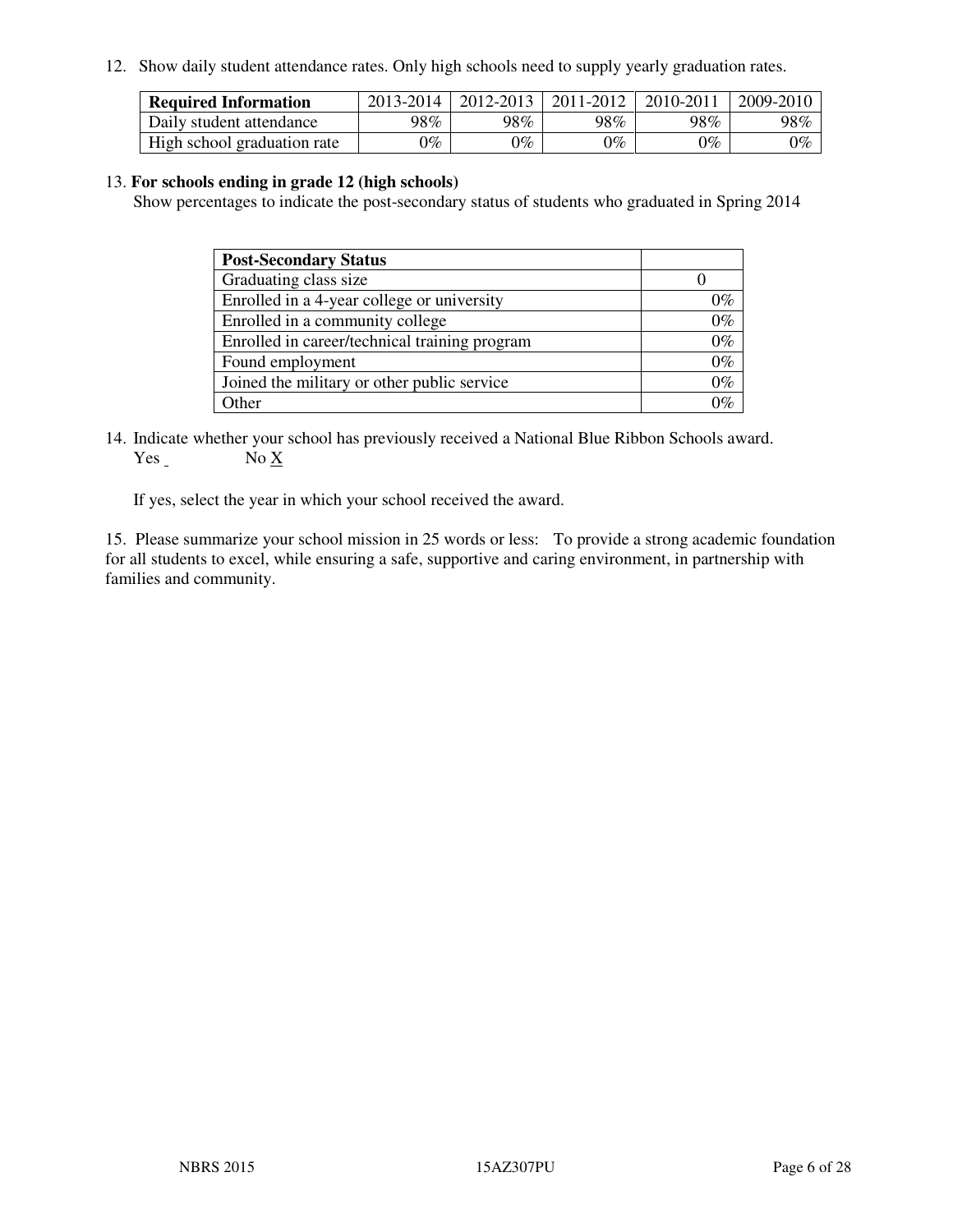12. Show daily student attendance rates. Only high schools need to supply yearly graduation rates.

| Required Information | 2013-2014 | 2012-2013 | 2011-2012 | 2010-2011 | 2009-2010 |
|---|---|---|---|---|---|
| Daily student attendance | 98% | 98% | 98% | 98% | 98% |
| High school graduation rate | 0% | 0% | 0% | 0% | 0% |

13. **For schools ending in grade 12 (high schools)**
Show percentages to indicate the post-secondary status of students who graduated in Spring 2014

| Post-Secondary Status | |
|---|---|
| Graduating class size | 0 |
| Enrolled in a 4-year college or university | 0% |
| Enrolled in a community college | 0% |
| Enrolled in career/technical training program | 0% |
| Found employment | 0% |
| Joined the military or other public service | 0% |
| Other | 0% |

14. Indicate whether your school has previously received a National Blue Ribbon Schools award.
Yes _ No X

If yes, select the year in which your school received the award.

15. Please summarize your school mission in 25 words or less: To provide a strong academic foundation for all students to excel, while ensuring a safe, supportive and caring environment, in partnership with families and community.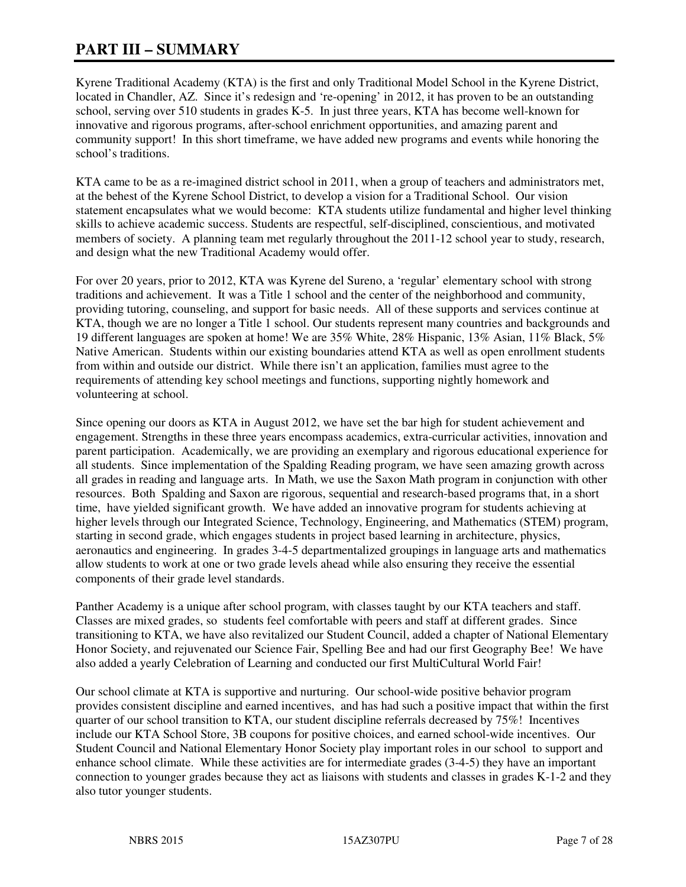# PART III – SUMMARY

Kyrene Traditional Academy (KTA) is the first and only Traditional Model School in the Kyrene District, located in Chandler, AZ. Since it's redesign and 're-opening' in 2012, it has proven to be an outstanding school, serving over 510 students in grades K-5. In just three years, KTA has become well-known for innovative and rigorous programs, after-school enrichment opportunities, and amazing parent and community support! In this short timeframe, we have added new programs and events while honoring the school's traditions.

KTA came to be as a re-imagined district school in 2011, when a group of teachers and administrators met, at the behest of the Kyrene School District, to develop a vision for a Traditional School. Our vision statement encapsulates what we would become: KTA students utilize fundamental and higher level thinking skills to achieve academic success. Students are respectful, self-disciplined, conscientious, and motivated members of society. A planning team met regularly throughout the 2011-12 school year to study, research, and design what the new Traditional Academy would offer.

For over 20 years, prior to 2012, KTA was Kyrene del Sureno, a 'regular' elementary school with strong traditions and achievement. It was a Title 1 school and the center of the neighborhood and community, providing tutoring, counseling, and support for basic needs. All of these supports and services continue at KTA, though we are no longer a Title 1 school. Our students represent many countries and backgrounds and 19 different languages are spoken at home! We are 35% White, 28% Hispanic, 13% Asian, 11% Black, 5% Native American. Students within our existing boundaries attend KTA as well as open enrollment students from within and outside our district. While there isn't an application, families must agree to the requirements of attending key school meetings and functions, supporting nightly homework and volunteering at school.

Since opening our doors as KTA in August 2012, we have set the bar high for student achievement and engagement. Strengths in these three years encompass academics, extra-curricular activities, innovation and parent participation. Academically, we are providing an exemplary and rigorous educational experience for all students. Since implementation of the Spalding Reading program, we have seen amazing growth across all grades in reading and language arts. In Math, we use the Saxon Math program in conjunction with other resources. Both Spalding and Saxon are rigorous, sequential and research-based programs that, in a short time, have yielded significant growth. We have added an innovative program for students achieving at higher levels through our Integrated Science, Technology, Engineering, and Mathematics (STEM) program, starting in second grade, which engages students in project based learning in architecture, physics, aeronautics and engineering. In grades 3-4-5 departmentalized groupings in language arts and mathematics allow students to work at one or two grade levels ahead while also ensuring they receive the essential components of their grade level standards.

Panther Academy is a unique after school program, with classes taught by our KTA teachers and staff. Classes are mixed grades, so students feel comfortable with peers and staff at different grades. Since transitioning to KTA, we have also revitalized our Student Council, added a chapter of National Elementary Honor Society, and rejuvenated our Science Fair, Spelling Bee and had our first Geography Bee! We have also added a yearly Celebration of Learning and conducted our first MultiCultural World Fair!

Our school climate at KTA is supportive and nurturing. Our school-wide positive behavior program provides consistent discipline and earned incentives, and has had such a positive impact that within the first quarter of our school transition to KTA, our student discipline referrals decreased by 75%! Incentives include our KTA School Store, 3B coupons for positive choices, and earned school-wide incentives. Our Student Council and National Elementary Honor Society play important roles in our school to support and enhance school climate. While these activities are for intermediate grades (3-4-5) they have an important connection to younger grades because they act as liaisons with students and classes in grades K-1-2 and they also tutor younger students.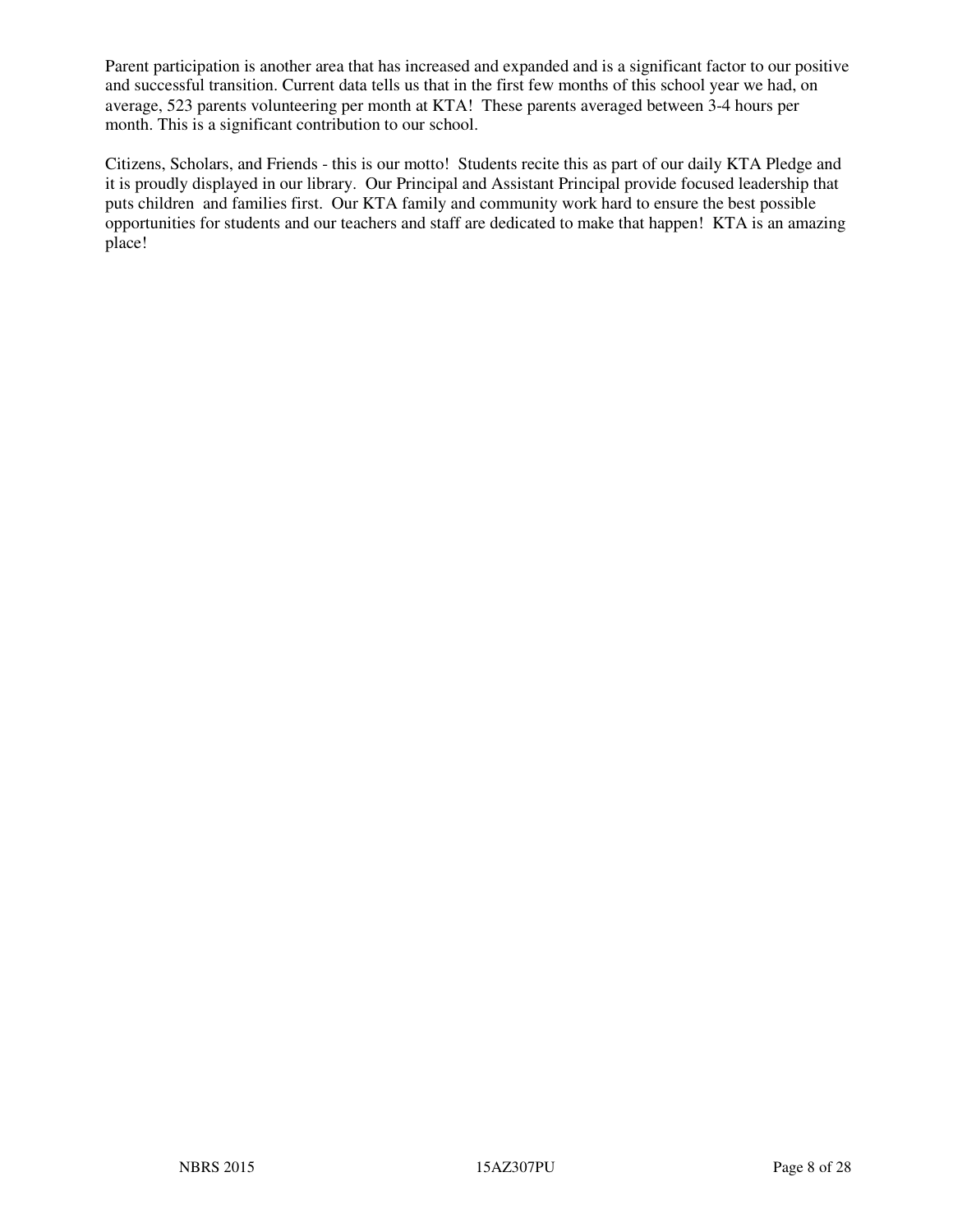Parent participation is another area that has increased and expanded and is a significant factor to our positive and successful transition. Current data tells us that in the first few months of this school year we had, on average, 523 parents volunteering per month at KTA! These parents averaged between 3-4 hours per month. This is a significant contribution to our school.

Citizens, Scholars, and Friends - this is our motto! Students recite this as part of our daily KTA Pledge and it is proudly displayed in our library. Our Principal and Assistant Principal provide focused leadership that puts children and families first. Our KTA family and community work hard to ensure the best possible opportunities for students and our teachers and staff are dedicated to make that happen! KTA is an amazing place!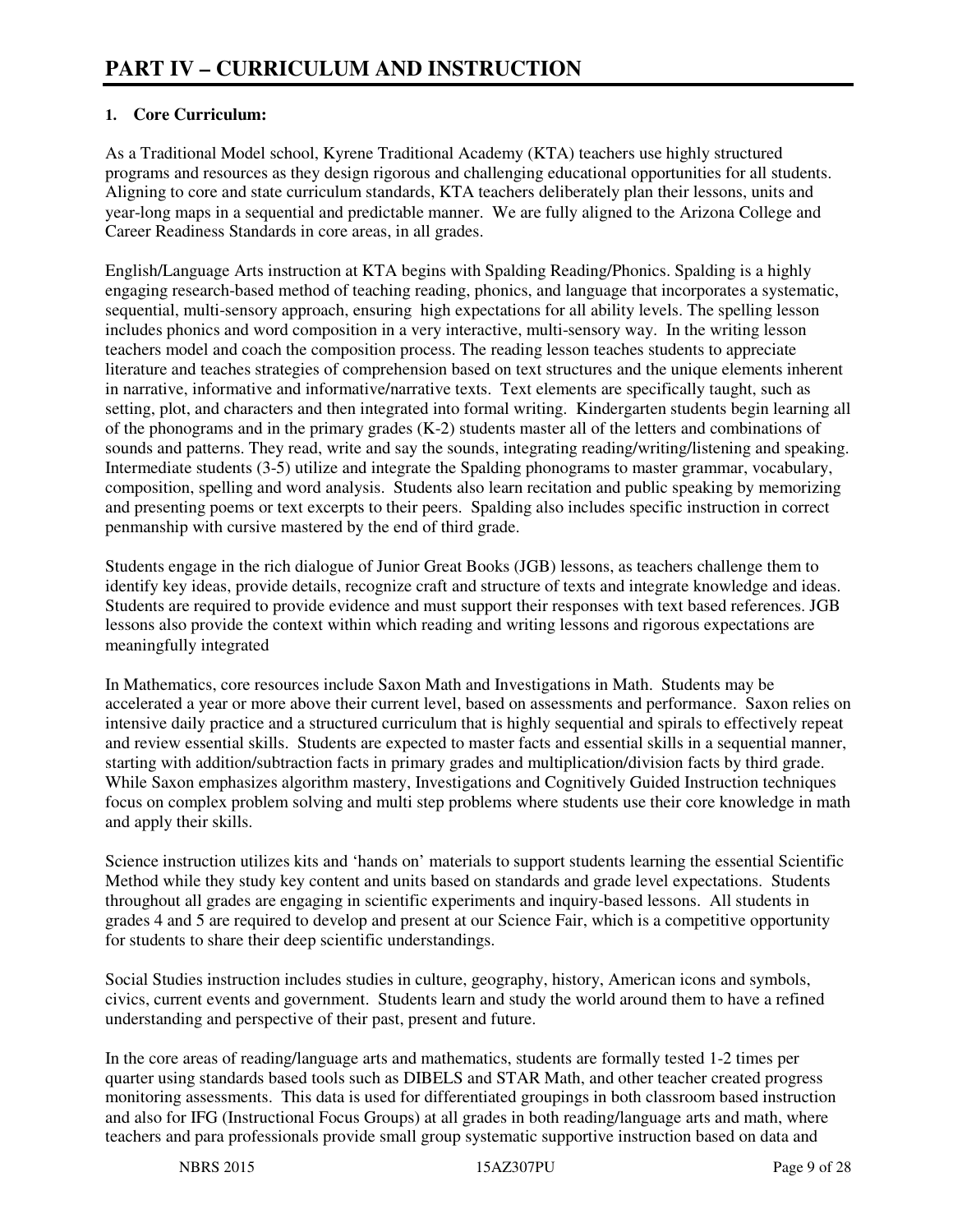# PART IV – CURRICULUM AND INSTRUCTION

**1. Core Curriculum:**

As a Traditional Model school, Kyrene Traditional Academy (KTA) teachers use highly structured programs and resources as they design rigorous and challenging educational opportunities for all students. Aligning to core and state curriculum standards, KTA teachers deliberately plan their lessons, units and year-long maps in a sequential and predictable manner. We are fully aligned to the Arizona College and Career Readiness Standards in core areas, in all grades.

English/Language Arts instruction at KTA begins with Spalding Reading/Phonics. Spalding is a highly engaging research-based method of teaching reading, phonics, and language that incorporates a systematic, sequential, multi-sensory approach, ensuring high expectations for all ability levels. The spelling lesson includes phonics and word composition in a very interactive, multi-sensory way. In the writing lesson teachers model and coach the composition process. The reading lesson teaches students to appreciate literature and teaches strategies of comprehension based on text structures and the unique elements inherent in narrative, informative and informative/narrative texts. Text elements are specifically taught, such as setting, plot, and characters and then integrated into formal writing. Kindergarten students begin learning all of the phonograms and in the primary grades (K-2) students master all of the letters and combinations of sounds and patterns. They read, write and say the sounds, integrating reading/writing/listening and speaking. Intermediate students (3-5) utilize and integrate the Spalding phonograms to master grammar, vocabulary, composition, spelling and word analysis. Students also learn recitation and public speaking by memorizing and presenting poems or text excerpts to their peers. Spalding also includes specific instruction in correct penmanship with cursive mastered by the end of third grade.

Students engage in the rich dialogue of Junior Great Books (JGB) lessons, as teachers challenge them to identify key ideas, provide details, recognize craft and structure of texts and integrate knowledge and ideas. Students are required to provide evidence and must support their responses with text based references. JGB lessons also provide the context within which reading and writing lessons and rigorous expectations are meaningfully integrated

In Mathematics, core resources include Saxon Math and Investigations in Math. Students may be accelerated a year or more above their current level, based on assessments and performance. Saxon relies on intensive daily practice and a structured curriculum that is highly sequential and spirals to effectively repeat and review essential skills. Students are expected to master facts and essential skills in a sequential manner, starting with addition/subtraction facts in primary grades and multiplication/division facts by third grade. While Saxon emphasizes algorithm mastery, Investigations and Cognitively Guided Instruction techniques focus on complex problem solving and multi step problems where students use their core knowledge in math and apply their skills.

Science instruction utilizes kits and 'hands on' materials to support students learning the essential Scientific Method while they study key content and units based on standards and grade level expectations. Students throughout all grades are engaging in scientific experiments and inquiry-based lessons. All students in grades 4 and 5 are required to develop and present at our Science Fair, which is a competitive opportunity for students to share their deep scientific understandings.

Social Studies instruction includes studies in culture, geography, history, American icons and symbols, civics, current events and government. Students learn and study the world around them to have a refined understanding and perspective of their past, present and future.

In the core areas of reading/language arts and mathematics, students are formally tested 1-2 times per quarter using standards based tools such as DIBELS and STAR Math, and other teacher created progress monitoring assessments. This data is used for differentiated groupings in both classroom based instruction and also for IFG (Instructional Focus Groups) at all grades in both reading/language arts and math, where teachers and para professionals provide small group systematic supportive instruction based on data and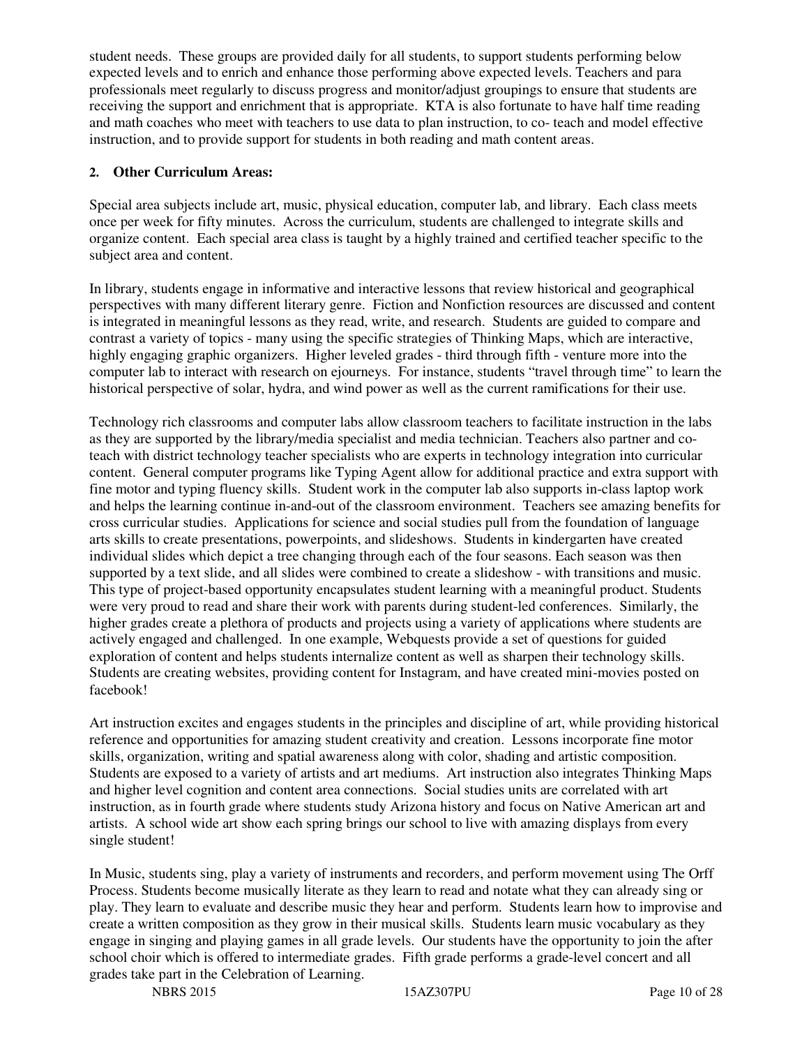student needs. These groups are provided daily for all students, to support students performing below expected levels and to enrich and enhance those performing above expected levels. Teachers and para professionals meet regularly to discuss progress and monitor/adjust groupings to ensure that students are receiving the support and enrichment that is appropriate. KTA is also fortunate to have half time reading and math coaches who meet with teachers to use data to plan instruction, to co- teach and model effective instruction, and to provide support for students in both reading and math content areas.

**2. Other Curriculum Areas:**

Special area subjects include art, music, physical education, computer lab, and library. Each class meets once per week for fifty minutes. Across the curriculum, students are challenged to integrate skills and organize content. Each special area class is taught by a highly trained and certified teacher specific to the subject area and content.

In library, students engage in informative and interactive lessons that review historical and geographical perspectives with many different literary genre. Fiction and Nonfiction resources are discussed and content is integrated in meaningful lessons as they read, write, and research. Students are guided to compare and contrast a variety of topics - many using the specific strategies of Thinking Maps, which are interactive, highly engaging graphic organizers. Higher leveled grades - third through fifth - venture more into the computer lab to interact with research on ejourneys. For instance, students "travel through time" to learn the historical perspective of solar, hydra, and wind power as well as the current ramifications for their use.

Technology rich classrooms and computer labs allow classroom teachers to facilitate instruction in the labs as they are supported by the library/media specialist and media technician. Teachers also partner and co-teach with district technology teacher specialists who are experts in technology integration into curricular content. General computer programs like Typing Agent allow for additional practice and extra support with fine motor and typing fluency skills. Student work in the computer lab also supports in-class laptop work and helps the learning continue in-and-out of the classroom environment. Teachers see amazing benefits for cross curricular studies. Applications for science and social studies pull from the foundation of language arts skills to create presentations, powerpoints, and slideshows. Students in kindergarten have created individual slides which depict a tree changing through each of the four seasons. Each season was then supported by a text slide, and all slides were combined to create a slideshow - with transitions and music. This type of project-based opportunity encapsulates student learning with a meaningful product. Students were very proud to read and share their work with parents during student-led conferences. Similarly, the higher grades create a plethora of products and projects using a variety of applications where students are actively engaged and challenged. In one example, Webquests provide a set of questions for guided exploration of content and helps students internalize content as well as sharpen their technology skills. Students are creating websites, providing content for Instagram, and have created mini-movies posted on facebook!

Art instruction excites and engages students in the principles and discipline of art, while providing historical reference and opportunities for amazing student creativity and creation. Lessons incorporate fine motor skills, organization, writing and spatial awareness along with color, shading and artistic composition. Students are exposed to a variety of artists and art mediums. Art instruction also integrates Thinking Maps and higher level cognition and content area connections. Social studies units are correlated with art instruction, as in fourth grade where students study Arizona history and focus on Native American art and artists. A school wide art show each spring brings our school to live with amazing displays from every single student!

In Music, students sing, play a variety of instruments and recorders, and perform movement using The Orff Process. Students become musically literate as they learn to read and notate what they can already sing or play. They learn to evaluate and describe music they hear and perform. Students learn how to improvise and create a written composition as they grow in their musical skills. Students learn music vocabulary as they engage in singing and playing games in all grade levels. Our students have the opportunity to join the after school choir which is offered to intermediate grades. Fifth grade performs a grade-level concert and all grades take part in the Celebration of Learning.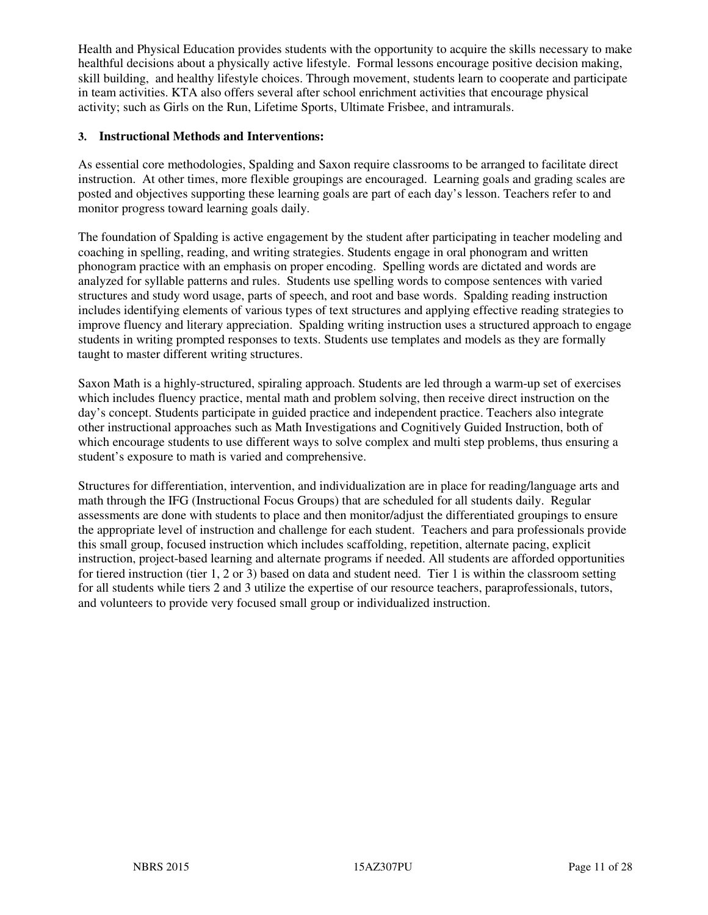Health and Physical Education provides students with the opportunity to acquire the skills necessary to make healthful decisions about a physically active lifestyle. Formal lessons encourage positive decision making, skill building, and healthy lifestyle choices. Through movement, students learn to cooperate and participate in team activities. KTA also offers several after school enrichment activities that encourage physical activity; such as Girls on the Run, Lifetime Sports, Ultimate Frisbee, and intramurals.

**3. Instructional Methods and Interventions:**

As essential core methodologies, Spalding and Saxon require classrooms to be arranged to facilitate direct instruction. At other times, more flexible groupings are encouraged. Learning goals and grading scales are posted and objectives supporting these learning goals are part of each day's lesson. Teachers refer to and monitor progress toward learning goals daily.

The foundation of Spalding is active engagement by the student after participating in teacher modeling and coaching in spelling, reading, and writing strategies. Students engage in oral phonogram and written phonogram practice with an emphasis on proper encoding. Spelling words are dictated and words are analyzed for syllable patterns and rules. Students use spelling words to compose sentences with varied structures and study word usage, parts of speech, and root and base words. Spalding reading instruction includes identifying elements of various types of text structures and applying effective reading strategies to improve fluency and literary appreciation. Spalding writing instruction uses a structured approach to engage students in writing prompted responses to texts. Students use templates and models as they are formally taught to master different writing structures.

Saxon Math is a highly-structured, spiraling approach. Students are led through a warm-up set of exercises which includes fluency practice, mental math and problem solving, then receive direct instruction on the day's concept. Students participate in guided practice and independent practice. Teachers also integrate other instructional approaches such as Math Investigations and Cognitively Guided Instruction, both of which encourage students to use different ways to solve complex and multi step problems, thus ensuring a student's exposure to math is varied and comprehensive.

Structures for differentiation, intervention, and individualization are in place for reading/language arts and math through the IFG (Instructional Focus Groups) that are scheduled for all students daily. Regular assessments are done with students to place and then monitor/adjust the differentiated groupings to ensure the appropriate level of instruction and challenge for each student. Teachers and para professionals provide this small group, focused instruction which includes scaffolding, repetition, alternate pacing, explicit instruction, project-based learning and alternate programs if needed. All students are afforded opportunities for tiered instruction (tier 1, 2 or 3) based on data and student need. Tier 1 is within the classroom setting for all students while tiers 2 and 3 utilize the expertise of our resource teachers, paraprofessionals, tutors, and volunteers to provide very focused small group or individualized instruction.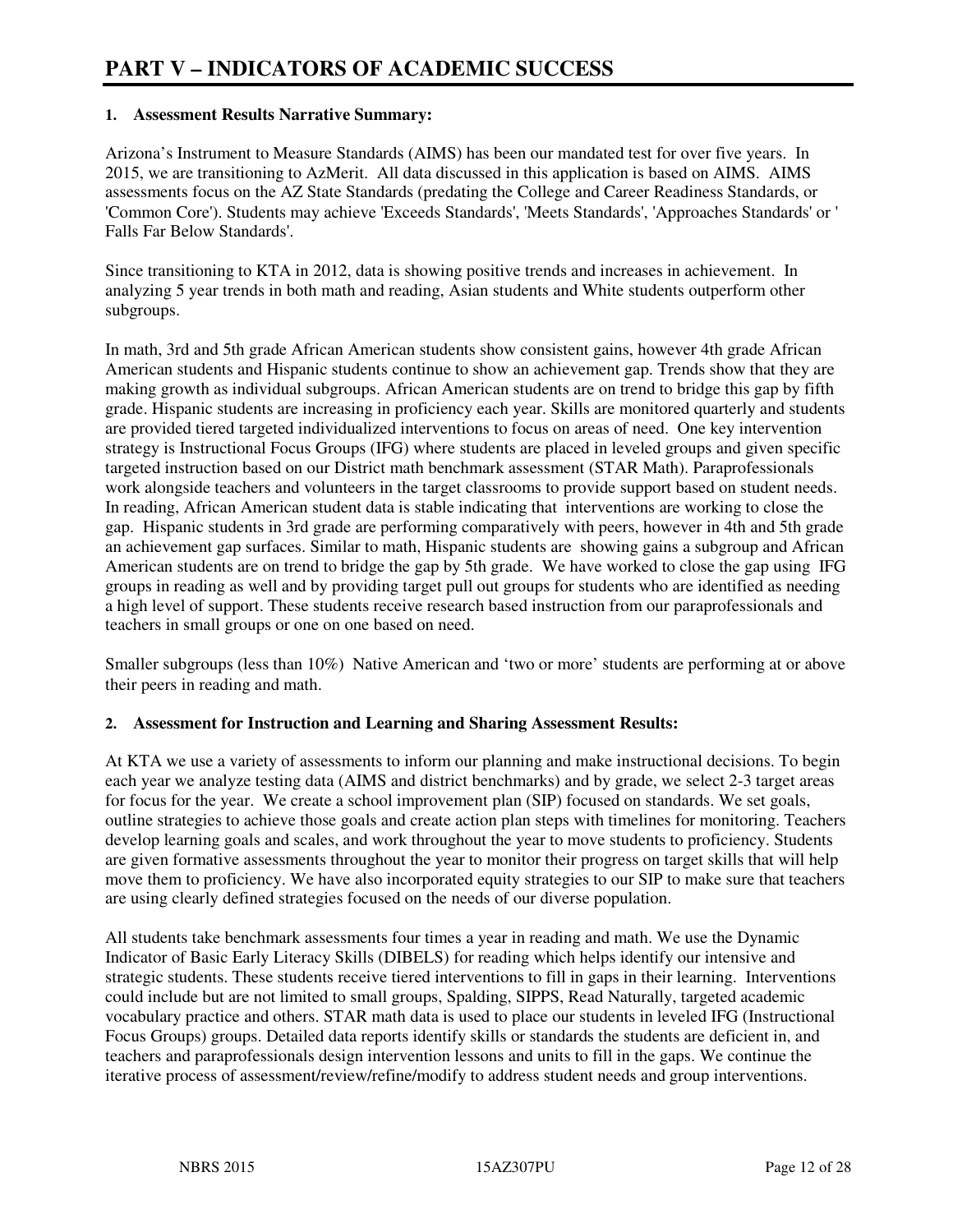# PART V – INDICATORS OF ACADEMIC SUCCESS

**1. Assessment Results Narrative Summary:**

Arizona's Instrument to Measure Standards (AIMS) has been our mandated test for over five years. In 2015, we are transitioning to AzMerit. All data discussed in this application is based on AIMS. AIMS assessments focus on the AZ State Standards (predating the College and Career Readiness Standards, or 'Common Core'). Students may achieve 'Exceeds Standards', 'Meets Standards', 'Approaches Standards' or ' Falls Far Below Standards'.

Since transitioning to KTA in 2012, data is showing positive trends and increases in achievement. In analyzing 5 year trends in both math and reading, Asian students and White students outperform other subgroups.

In math, 3rd and 5th grade African American students show consistent gains, however 4th grade African American students and Hispanic students continue to show an achievement gap. Trends show that they are making growth as individual subgroups. African American students are on trend to bridge this gap by fifth grade. Hispanic students are increasing in proficiency each year. Skills are monitored quarterly and students are provided tiered targeted individualized interventions to focus on areas of need. One key intervention strategy is Instructional Focus Groups (IFG) where students are placed in leveled groups and given specific targeted instruction based on our District math benchmark assessment (STAR Math). Paraprofessionals work alongside teachers and volunteers in the target classrooms to provide support based on student needs. In reading, African American student data is stable indicating that interventions are working to close the gap. Hispanic students in 3rd grade are performing comparatively with peers, however in 4th and 5th grade an achievement gap surfaces. Similar to math, Hispanic students are showing gains a subgroup and African American students are on trend to bridge the gap by 5th grade. We have worked to close the gap using IFG groups in reading as well and by providing target pull out groups for students who are identified as needing a high level of support. These students receive research based instruction from our paraprofessionals and teachers in small groups or one on one based on need.

Smaller subgroups (less than 10%) Native American and 'two or more' students are performing at or above their peers in reading and math.

**2. Assessment for Instruction and Learning and Sharing Assessment Results:**

At KTA we use a variety of assessments to inform our planning and make instructional decisions. To begin each year we analyze testing data (AIMS and district benchmarks) and by grade, we select 2-3 target areas for focus for the year. We create a school improvement plan (SIP) focused on standards. We set goals, outline strategies to achieve those goals and create action plan steps with timelines for monitoring. Teachers develop learning goals and scales, and work throughout the year to move students to proficiency. Students are given formative assessments throughout the year to monitor their progress on target skills that will help move them to proficiency. We have also incorporated equity strategies to our SIP to make sure that teachers are using clearly defined strategies focused on the needs of our diverse population.

All students take benchmark assessments four times a year in reading and math. We use the Dynamic Indicator of Basic Early Literacy Skills (DIBELS) for reading which helps identify our intensive and strategic students. These students receive tiered interventions to fill in gaps in their learning. Interventions could include but are not limited to small groups, Spalding, SIPPS, Read Naturally, targeted academic vocabulary practice and others. STAR math data is used to place our students in leveled IFG (Instructional Focus Groups) groups. Detailed data reports identify skills or standards the students are deficient in, and teachers and paraprofessionals design intervention lessons and units to fill in the gaps. We continue the iterative process of assessment/review/refine/modify to address student needs and group interventions.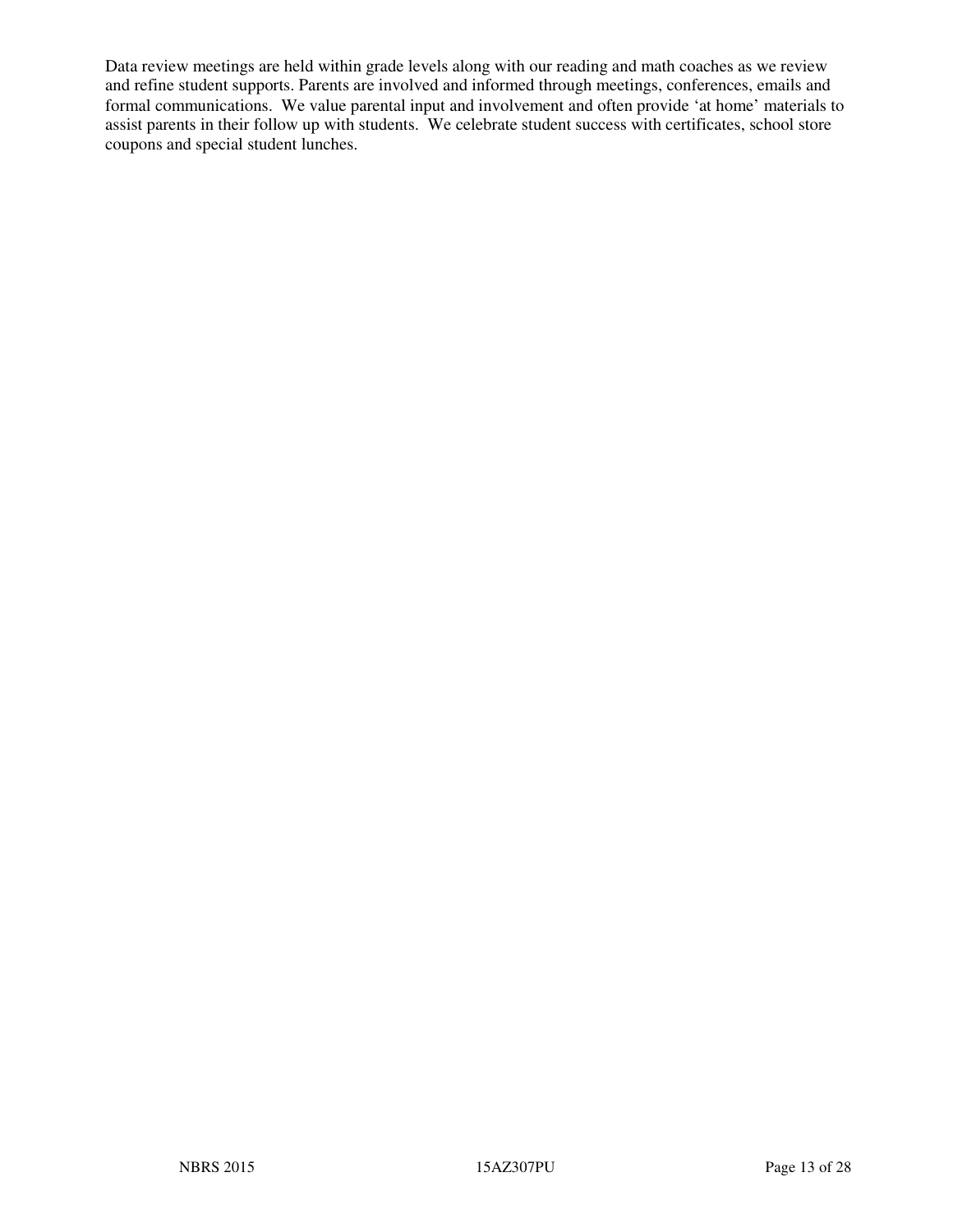Data review meetings are held within grade levels along with our reading and math coaches as we review and refine student supports. Parents are involved and informed through meetings, conferences, emails and formal communications. We value parental input and involvement and often provide 'at home' materials to assist parents in their follow up with students. We celebrate student success with certificates, school store coupons and special student lunches.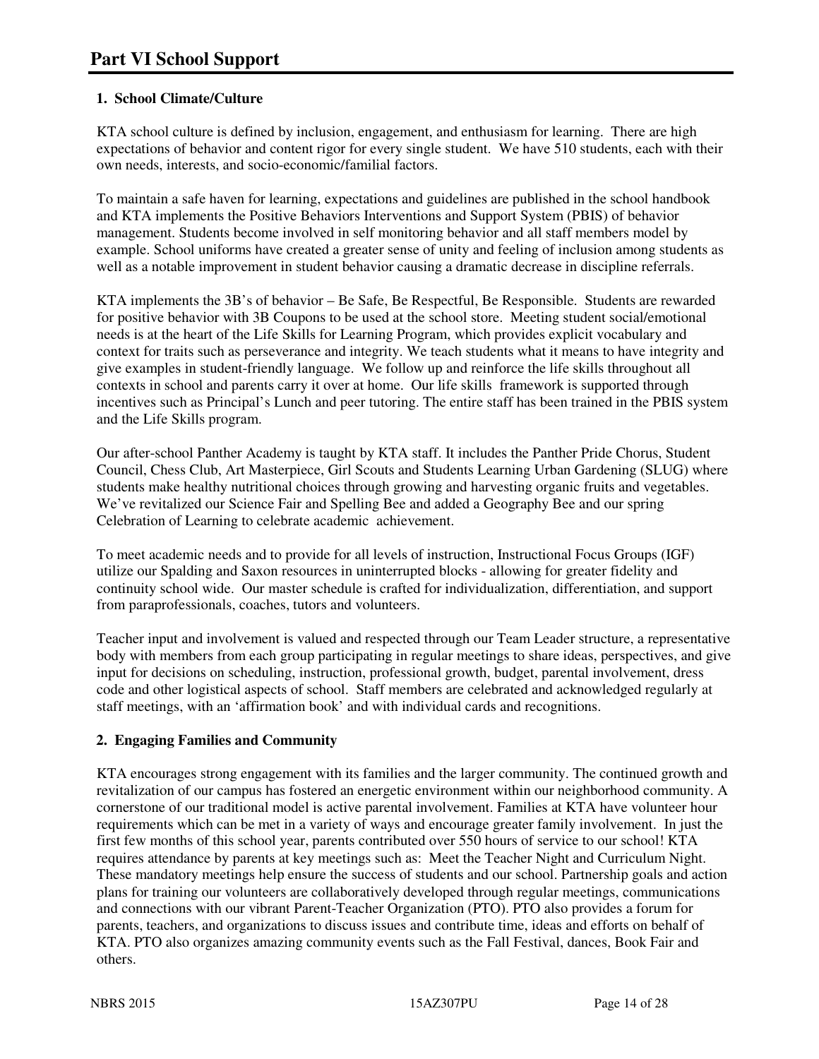# Part VI School Support

**1. School Climate/Culture**

KTA school culture is defined by inclusion, engagement, and enthusiasm for learning. There are high expectations of behavior and content rigor for every single student. We have 510 students, each with their own needs, interests, and socio-economic/familial factors.

To maintain a safe haven for learning, expectations and guidelines are published in the school handbook and KTA implements the Positive Behaviors Interventions and Support System (PBIS) of behavior management. Students become involved in self monitoring behavior and all staff members model by example. School uniforms have created a greater sense of unity and feeling of inclusion among students as well as a notable improvement in student behavior causing a dramatic decrease in discipline referrals.

KTA implements the 3B's of behavior – Be Safe, Be Respectful, Be Responsible. Students are rewarded for positive behavior with 3B Coupons to be used at the school store. Meeting student social/emotional needs is at the heart of the Life Skills for Learning Program, which provides explicit vocabulary and context for traits such as perseverance and integrity. We teach students what it means to have integrity and give examples in student-friendly language. We follow up and reinforce the life skills throughout all contexts in school and parents carry it over at home. Our life skills framework is supported through incentives such as Principal's Lunch and peer tutoring. The entire staff has been trained in the PBIS system and the Life Skills program.

Our after-school Panther Academy is taught by KTA staff. It includes the Panther Pride Chorus, Student Council, Chess Club, Art Masterpiece, Girl Scouts and Students Learning Urban Gardening (SLUG) where students make healthy nutritional choices through growing and harvesting organic fruits and vegetables. We've revitalized our Science Fair and Spelling Bee and added a Geography Bee and our spring Celebration of Learning to celebrate academic achievement.

To meet academic needs and to provide for all levels of instruction, Instructional Focus Groups (IGF) utilize our Spalding and Saxon resources in uninterrupted blocks - allowing for greater fidelity and continuity school wide. Our master schedule is crafted for individualization, differentiation, and support from paraprofessionals, coaches, tutors and volunteers.

Teacher input and involvement is valued and respected through our Team Leader structure, a representative body with members from each group participating in regular meetings to share ideas, perspectives, and give input for decisions on scheduling, instruction, professional growth, budget, parental involvement, dress code and other logistical aspects of school. Staff members are celebrated and acknowledged regularly at staff meetings, with an 'affirmation book' and with individual cards and recognitions.

**2. Engaging Families and Community**

KTA encourages strong engagement with its families and the larger community. The continued growth and revitalization of our campus has fostered an energetic environment within our neighborhood community. A cornerstone of our traditional model is active parental involvement. Families at KTA have volunteer hour requirements which can be met in a variety of ways and encourage greater family involvement. In just the first few months of this school year, parents contributed over 550 hours of service to our school! KTA requires attendance by parents at key meetings such as: Meet the Teacher Night and Curriculum Night. These mandatory meetings help ensure the success of students and our school. Partnership goals and action plans for training our volunteers are collaboratively developed through regular meetings, communications and connections with our vibrant Parent-Teacher Organization (PTO). PTO also provides a forum for parents, teachers, and organizations to discuss issues and contribute time, ideas and efforts on behalf of KTA. PTO also organizes amazing community events such as the Fall Festival, dances, Book Fair and others.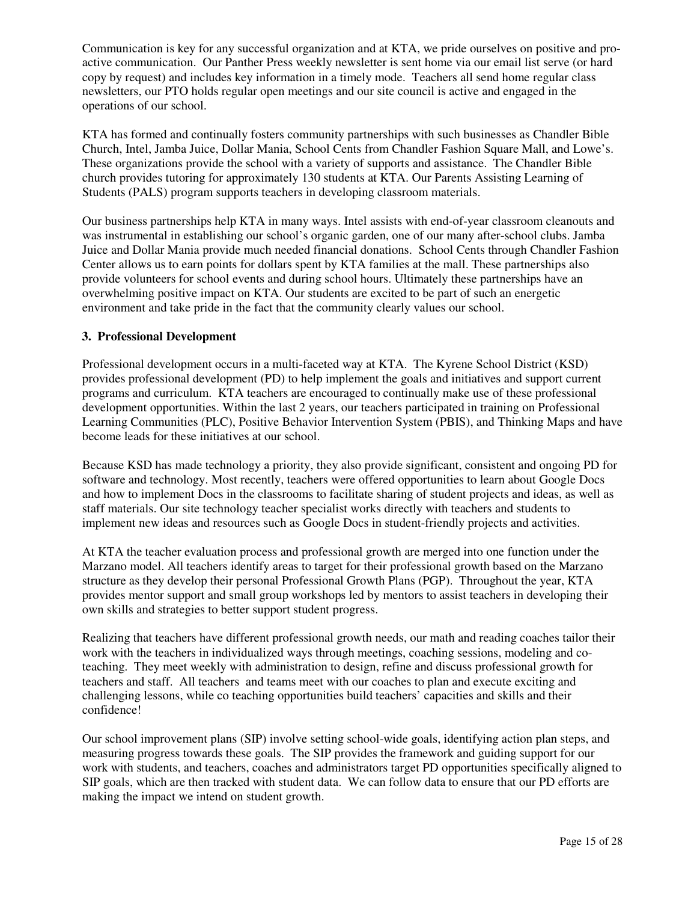Communication is key for any successful organization and at KTA, we pride ourselves on positive and pro-active communication. Our Panther Press weekly newsletter is sent home via our email list serve (or hard copy by request) and includes key information in a timely mode. Teachers all send home regular class newsletters, our PTO holds regular open meetings and our site council is active and engaged in the operations of our school.

KTA has formed and continually fosters community partnerships with such businesses as Chandler Bible Church, Intel, Jamba Juice, Dollar Mania, School Cents from Chandler Fashion Square Mall, and Lowe's. These organizations provide the school with a variety of supports and assistance. The Chandler Bible church provides tutoring for approximately 130 students at KTA. Our Parents Assisting Learning of Students (PALS) program supports teachers in developing classroom materials.

Our business partnerships help KTA in many ways. Intel assists with end-of-year classroom cleanouts and was instrumental in establishing our school's organic garden, one of our many after-school clubs. Jamba Juice and Dollar Mania provide much needed financial donations. School Cents through Chandler Fashion Center allows us to earn points for dollars spent by KTA families at the mall. These partnerships also provide volunteers for school events and during school hours. Ultimately these partnerships have an overwhelming positive impact on KTA. Our students are excited to be part of such an energetic environment and take pride in the fact that the community clearly values our school.

**3. Professional Development**

Professional development occurs in a multi-faceted way at KTA. The Kyrene School District (KSD) provides professional development (PD) to help implement the goals and initiatives and support current programs and curriculum. KTA teachers are encouraged to continually make use of these professional development opportunities. Within the last 2 years, our teachers participated in training on Professional Learning Communities (PLC), Positive Behavior Intervention System (PBIS), and Thinking Maps and have become leads for these initiatives at our school.

Because KSD has made technology a priority, they also provide significant, consistent and ongoing PD for software and technology. Most recently, teachers were offered opportunities to learn about Google Docs and how to implement Docs in the classrooms to facilitate sharing of student projects and ideas, as well as staff materials. Our site technology teacher specialist works directly with teachers and students to implement new ideas and resources such as Google Docs in student-friendly projects and activities.

At KTA the teacher evaluation process and professional growth are merged into one function under the Marzano model. All teachers identify areas to target for their professional growth based on the Marzano structure as they develop their personal Professional Growth Plans (PGP). Throughout the year, KTA provides mentor support and small group workshops led by mentors to assist teachers in developing their own skills and strategies to better support student progress.

Realizing that teachers have different professional growth needs, our math and reading coaches tailor their work with the teachers in individualized ways through meetings, coaching sessions, modeling and co-teaching. They meet weekly with administration to design, refine and discuss professional growth for teachers and staff. All teachers and teams meet with our coaches to plan and execute exciting and challenging lessons, while co teaching opportunities build teachers' capacities and skills and their confidence!

Our school improvement plans (SIP) involve setting school-wide goals, identifying action plan steps, and measuring progress towards these goals. The SIP provides the framework and guiding support for our work with students, and teachers, coaches and administrators target PD opportunities specifically aligned to SIP goals, which are then tracked with student data. We can follow data to ensure that our PD efforts are making the impact we intend on student growth.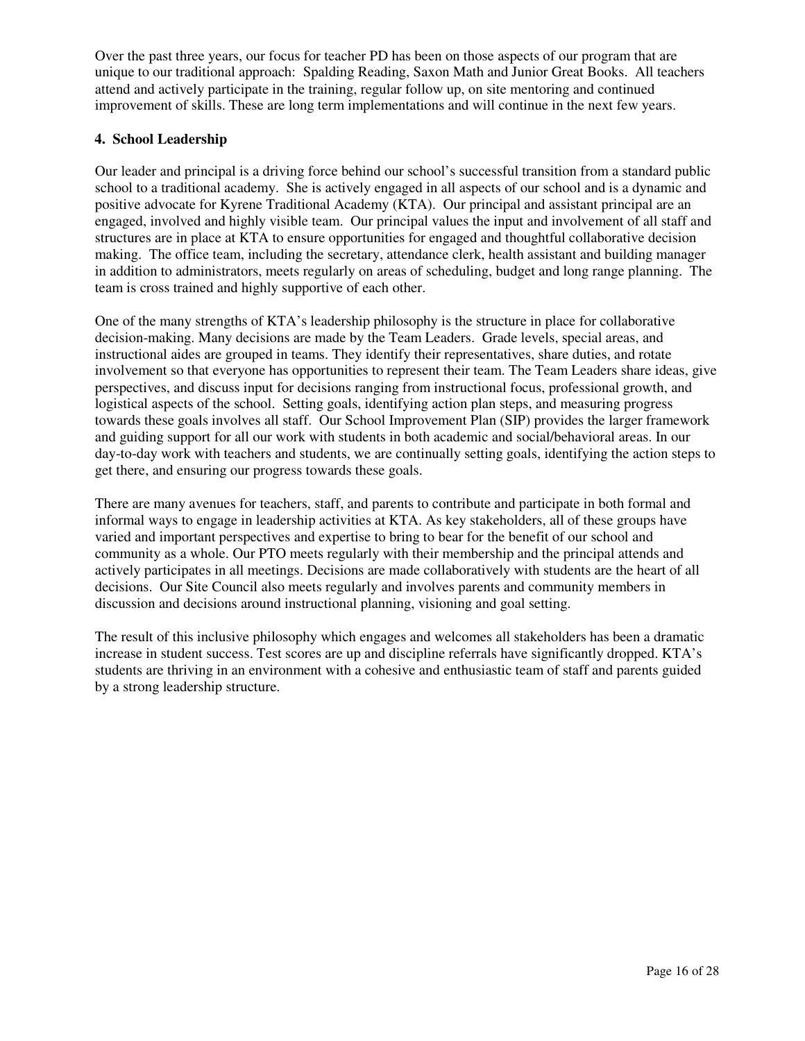Over the past three years, our focus for teacher PD has been on those aspects of our program that are unique to our traditional approach: Spalding Reading, Saxon Math and Junior Great Books. All teachers attend and actively participate in the training, regular follow up, on site mentoring and continued improvement of skills. These are long term implementations and will continue in the next few years.

**4. School Leadership**

Our leader and principal is a driving force behind our school's successful transition from a standard public school to a traditional academy. She is actively engaged in all aspects of our school and is a dynamic and positive advocate for Kyrene Traditional Academy (KTA). Our principal and assistant principal are an engaged, involved and highly visible team. Our principal values the input and involvement of all staff and structures are in place at KTA to ensure opportunities for engaged and thoughtful collaborative decision making. The office team, including the secretary, attendance clerk, health assistant and building manager in addition to administrators, meets regularly on areas of scheduling, budget and long range planning. The team is cross trained and highly supportive of each other.

One of the many strengths of KTA's leadership philosophy is the structure in place for collaborative decision-making. Many decisions are made by the Team Leaders. Grade levels, special areas, and instructional aides are grouped in teams. They identify their representatives, share duties, and rotate involvement so that everyone has opportunities to represent their team. The Team Leaders share ideas, give perspectives, and discuss input for decisions ranging from instructional focus, professional growth, and logistical aspects of the school. Setting goals, identifying action plan steps, and measuring progress towards these goals involves all staff. Our School Improvement Plan (SIP) provides the larger framework and guiding support for all our work with students in both academic and social/behavioral areas. In our day-to-day work with teachers and students, we are continually setting goals, identifying the action steps to get there, and ensuring our progress towards these goals.

There are many avenues for teachers, staff, and parents to contribute and participate in both formal and informal ways to engage in leadership activities at KTA. As key stakeholders, all of these groups have varied and important perspectives and expertise to bring to bear for the benefit of our school and community as a whole. Our PTO meets regularly with their membership and the principal attends and actively participates in all meetings. Decisions are made collaboratively with students are the heart of all decisions. Our Site Council also meets regularly and involves parents and community members in discussion and decisions around instructional planning, visioning and goal setting.

The result of this inclusive philosophy which engages and welcomes all stakeholders has been a dramatic increase in student success. Test scores are up and discipline referrals have significantly dropped. KTA's students are thriving in an environment with a cohesive and enthusiastic team of staff and parents guided by a strong leadership structure.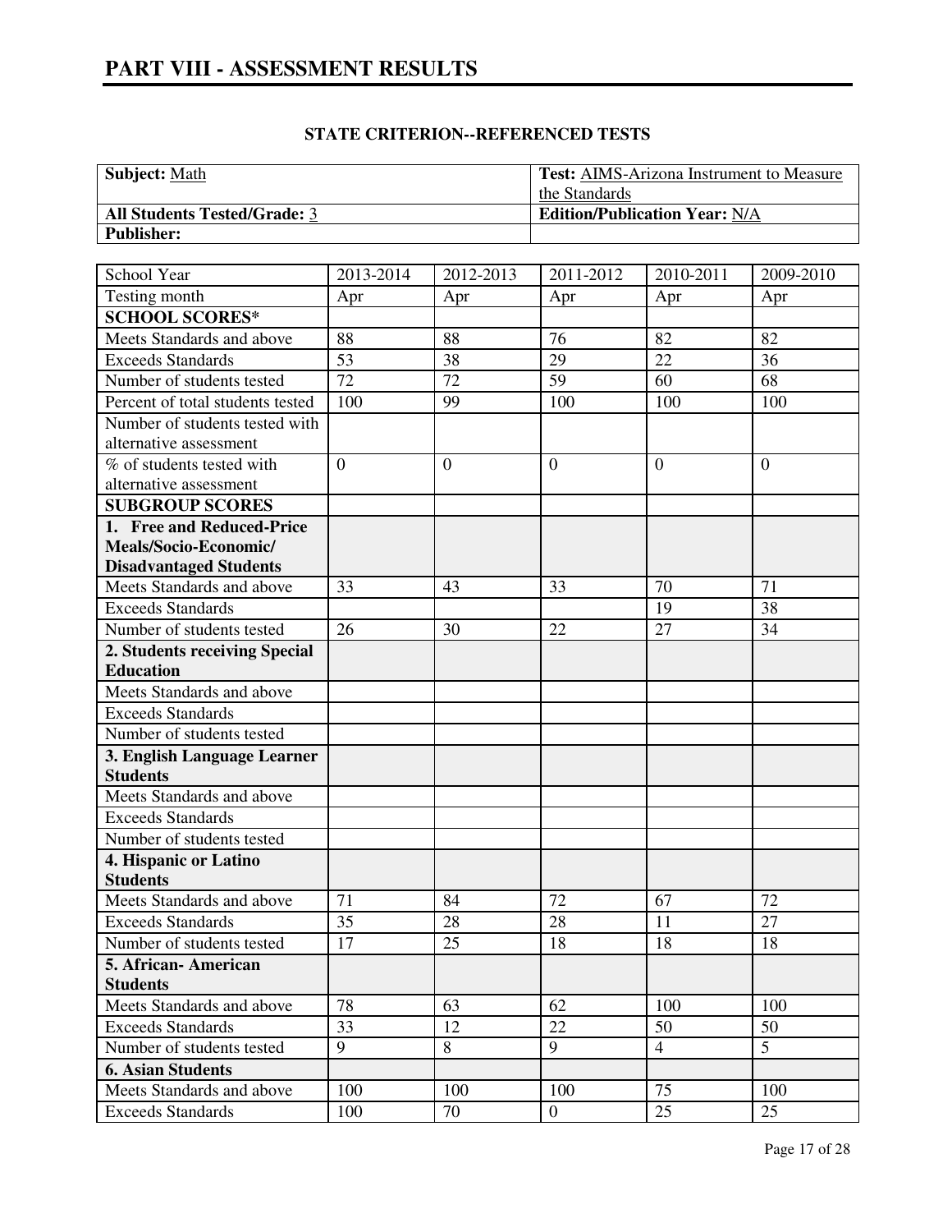# PART VIII - ASSESSMENT RESULTS

## STATE CRITERION--REFERENCED TESTS

| **Subject:** Math | **Test:** AIMS-Arizona Instrument to Measure the Standards |
|---|---|
| **All Students Tested/Grade:** 3 | **Edition/Publication Year:** N/A |
| **Publisher:** | |

| School Year | 2013-2014 | 2012-2013 | 2011-2012 | 2010-2011 | 2009-2010 |
|---|---|---|---|---|---|
| Testing month | Apr | Apr | Apr | Apr | Apr |
| **SCHOOL SCORES*** | | | | | |
| Meets Standards and above | 88 | 88 | 76 | 82 | 82 |
| Exceeds Standards | 53 | 38 | 29 | 22 | 36 |
| Number of students tested | 72 | 72 | 59 | 60 | 68 |
| Percent of total students tested | 100 | 99 | 100 | 100 | 100 |
| Number of students tested with alternative assessment | | | | | |
| % of students tested with alternative assessment | 0 | 0 | 0 | 0 | 0 |
| **SUBGROUP SCORES** | | | | | |
| **1. Free and Reduced-Price Meals/Socio-Economic/ Disadvantaged Students** | | | | | |
| Meets Standards and above | 33 | 43 | 33 | 70 | 71 |
| Exceeds Standards | | | | 19 | 38 |
| Number of students tested | 26 | 30 | 22 | 27 | 34 |
| **2. Students receiving Special Education** | | | | | |
| Meets Standards and above | | | | | |
| Exceeds Standards | | | | | |
| Number of students tested | | | | | |
| **3. English Language Learner Students** | | | | | |
| Meets Standards and above | | | | | |
| Exceeds Standards | | | | | |
| Number of students tested | | | | | |
| **4. Hispanic or Latino Students** | | | | | |
| Meets Standards and above | 71 | 84 | 72 | 67 | 72 |
| Exceeds Standards | 35 | 28 | 28 | 11 | 27 |
| Number of students tested | 17 | 25 | 18 | 18 | 18 |
| **5. African- American Students** | | | | | |
| Meets Standards and above | 78 | 63 | 62 | 100 | 100 |
| Exceeds Standards | 33 | 12 | 22 | 50 | 50 |
| Number of students tested | 9 | 8 | 9 | 4 | 5 |
| **6. Asian Students** | | | | | |
| Meets Standards and above | 100 | 100 | 100 | 75 | 100 |
| Exceeds Standards | 100 | 70 | 0 | 25 | 25 |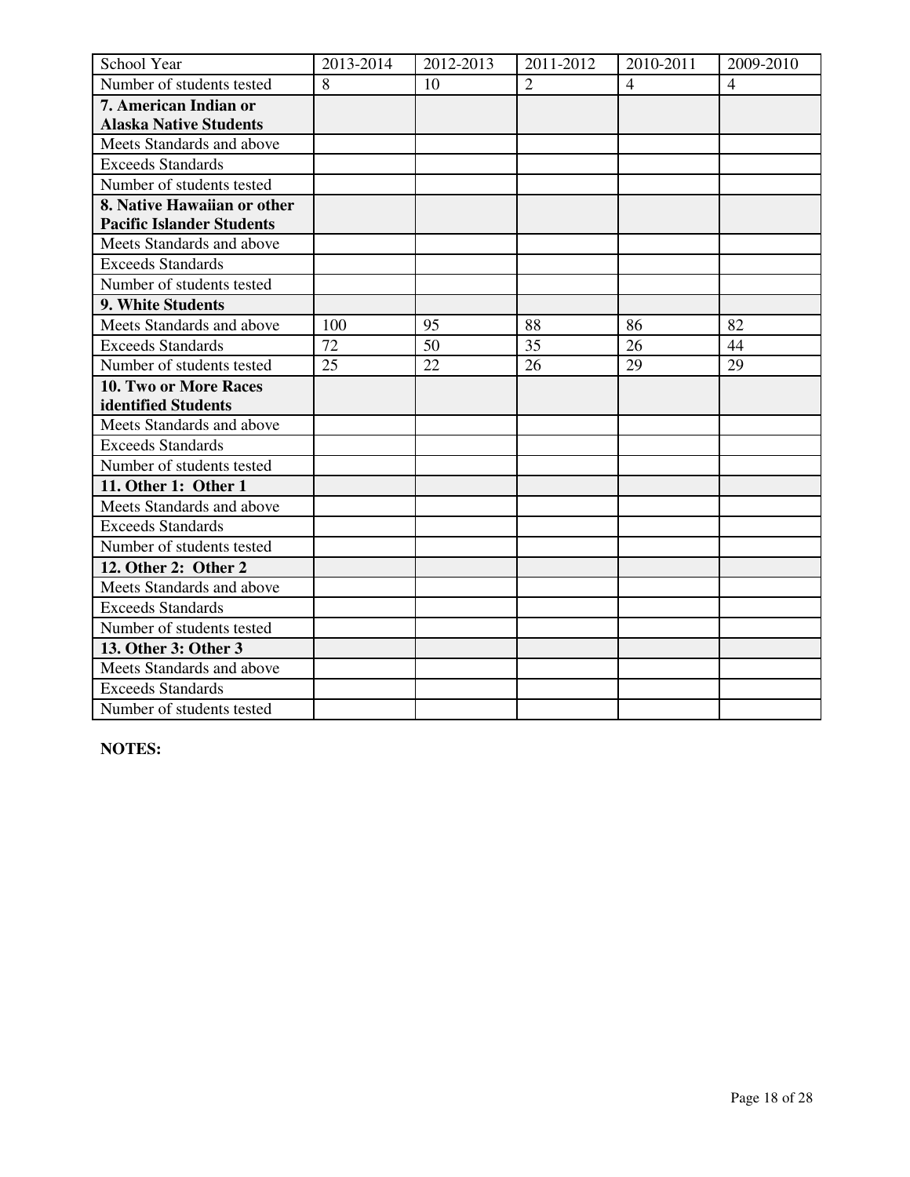| School Year | 2013-2014 | 2012-2013 | 2011-2012 | 2010-2011 | 2009-2010 |
| --- | --- | --- | --- | --- | --- |
| Number of students tested | 8 | 10 | 2 | 4 | 4 |
| **7. American Indian or Alaska Native Students** | | | | | |
| Meets Standards and above | | | | | |
| Exceeds Standards | | | | | |
| Number of students tested | | | | | |
| **8. Native Hawaiian or other Pacific Islander Students** | | | | | |
| Meets Standards and above | | | | | |
| Exceeds Standards | | | | | |
| Number of students tested | | | | | |
| **9. White Students** | | | | | |
| Meets Standards and above | 100 | 95 | 88 | 86 | 82 |
| Exceeds Standards | 72 | 50 | 35 | 26 | 44 |
| Number of students tested | 25 | 22 | 26 | 29 | 29 |
| **10. Two or More Races identified Students** | | | | | |
| Meets Standards and above | | | | | |
| Exceeds Standards | | | | | |
| Number of students tested | | | | | |
| **11. Other 1: Other 1** | | | | | |
| Meets Standards and above | | | | | |
| Exceeds Standards | | | | | |
| Number of students tested | | | | | |
| **12. Other 2: Other 2** | | | | | |
| Meets Standards and above | | | | | |
| Exceeds Standards | | | | | |
| Number of students tested | | | | | |
| **13. Other 3: Other 3** | | | | | |
| Meets Standards and above | | | | | |
| Exceeds Standards | | | | | |
| Number of students tested | | | | | |

**NOTES:**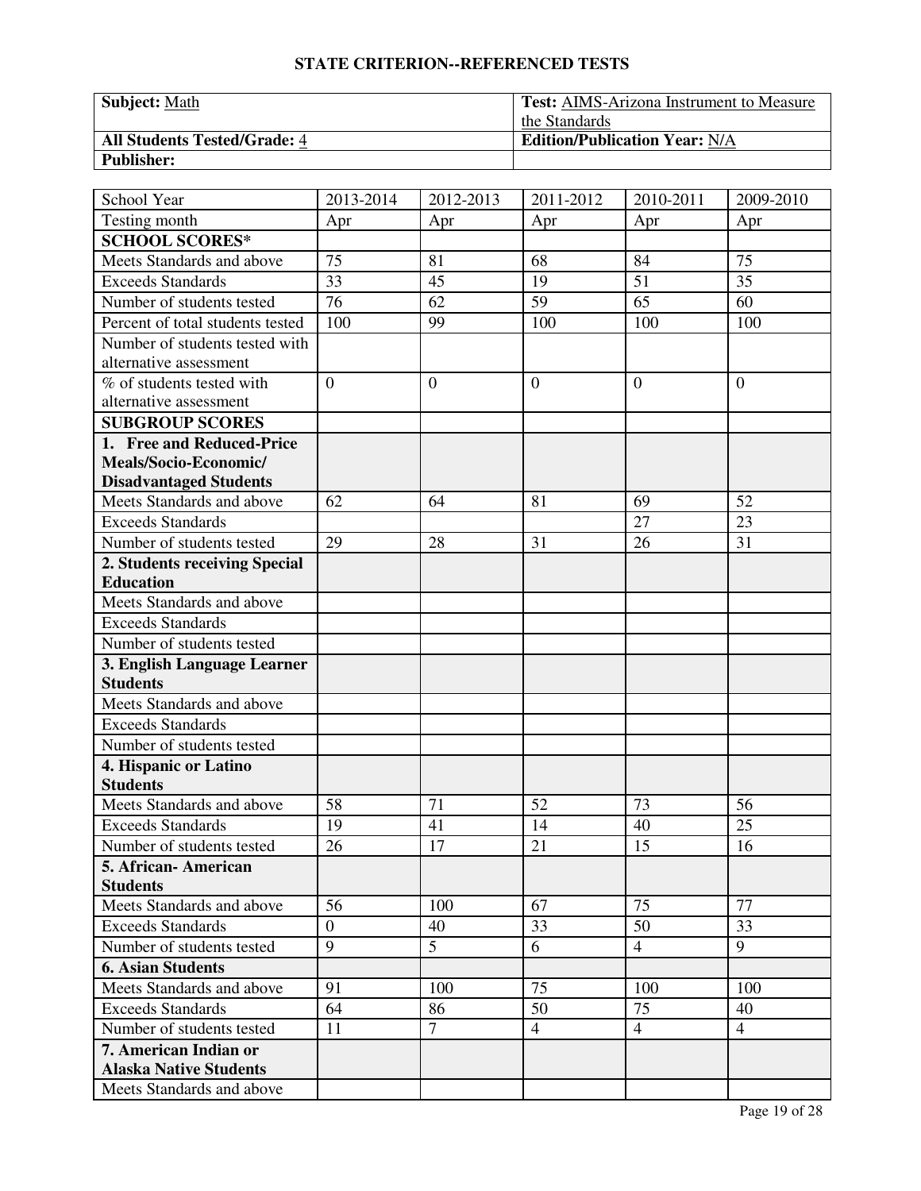# STATE CRITERION--REFERENCED TESTS

| **Subject:** Math | **Test:** AIMS-Arizona Instrument to Measure the Standards |
|---|---|
| **All Students Tested/Grade:** 4 | **Edition/Publication Year:** N/A |
| **Publisher:** | |

| School Year | 2013-2014 | 2012-2013 | 2011-2012 | 2010-2011 | 2009-2010 |
|---|---|---|---|---|---|
| Testing month | Apr | Apr | Apr | Apr | Apr |
| **SCHOOL SCORES*** | | | | | |
| Meets Standards and above | 75 | 81 | 68 | 84 | 75 |
| Exceeds Standards | 33 | 45 | 19 | 51 | 35 |
| Number of students tested | 76 | 62 | 59 | 65 | 60 |
| Percent of total students tested | 100 | 99 | 100 | 100 | 100 |
| Number of students tested with alternative assessment | | | | | |
| % of students tested with alternative assessment | 0 | 0 | 0 | 0 | 0 |
| **SUBGROUP SCORES** | | | | | |
| **1. Free and Reduced-Price Meals/Socio-Economic/ Disadvantaged Students** | | | | | |
| Meets Standards and above | 62 | 64 | 81 | 69 | 52 |
| Exceeds Standards | | | | 27 | 23 |
| Number of students tested | 29 | 28 | 31 | 26 | 31 |
| **2. Students receiving Special Education** | | | | | |
| Meets Standards and above | | | | | |
| Exceeds Standards | | | | | |
| Number of students tested | | | | | |
| **3. English Language Learner Students** | | | | | |
| Meets Standards and above | | | | | |
| Exceeds Standards | | | | | |
| Number of students tested | | | | | |
| **4. Hispanic or Latino Students** | | | | | |
| Meets Standards and above | 58 | 71 | 52 | 73 | 56 |
| Exceeds Standards | 19 | 41 | 14 | 40 | 25 |
| Number of students tested | 26 | 17 | 21 | 15 | 16 |
| **5. African- American Students** | | | | | |
| Meets Standards and above | 56 | 100 | 67 | 75 | 77 |
| Exceeds Standards | 0 | 40 | 33 | 50 | 33 |
| Number of students tested | 9 | 5 | 6 | 4 | 9 |
| **6. Asian Students** | | | | | |
| Meets Standards and above | 91 | 100 | 75 | 100 | 100 |
| Exceeds Standards | 64 | 86 | 50 | 75 | 40 |
| Number of students tested | 11 | 7 | 4 | 4 | 4 |
| **7. American Indian or Alaska Native Students** | | | | | |
| Meets Standards and above | | | | | |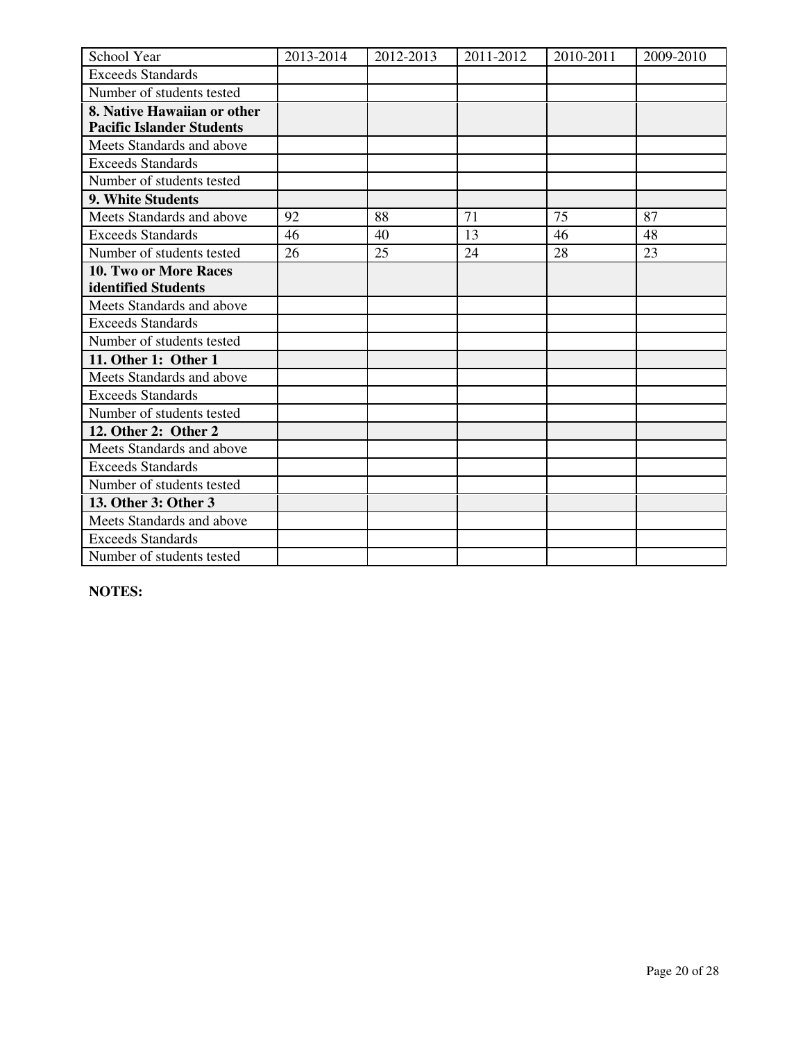| School Year | 2013-2014 | 2012-2013 | 2011-2012 | 2010-2011 | 2009-2010 |
|---|---|---|---|---|---|
| Exceeds Standards | | | | | |
| Number of students tested | | | | | |
| **8. Native Hawaiian or other Pacific Islander Students** | | | | | |
| Meets Standards and above | | | | | |
| Exceeds Standards | | | | | |
| Number of students tested | | | | | |
| **9. White Students** | | | | | |
| Meets Standards and above | 92 | 88 | 71 | 75 | 87 |
| Exceeds Standards | 46 | 40 | 13 | 46 | 48 |
| Number of students tested | 26 | 25 | 24 | 28 | 23 |
| **10. Two or More Races identified Students** | | | | | |
| Meets Standards and above | | | | | |
| Exceeds Standards | | | | | |
| Number of students tested | | | | | |
| **11. Other 1: Other 1** | | | | | |
| Meets Standards and above | | | | | |
| Exceeds Standards | | | | | |
| Number of students tested | | | | | |
| **12. Other 2: Other 2** | | | | | |
| Meets Standards and above | | | | | |
| Exceeds Standards | | | | | |
| Number of students tested | | | | | |
| **13. Other 3: Other 3** | | | | | |
| Meets Standards and above | | | | | |
| Exceeds Standards | | | | | |
| Number of students tested | | | | | |

**NOTES:**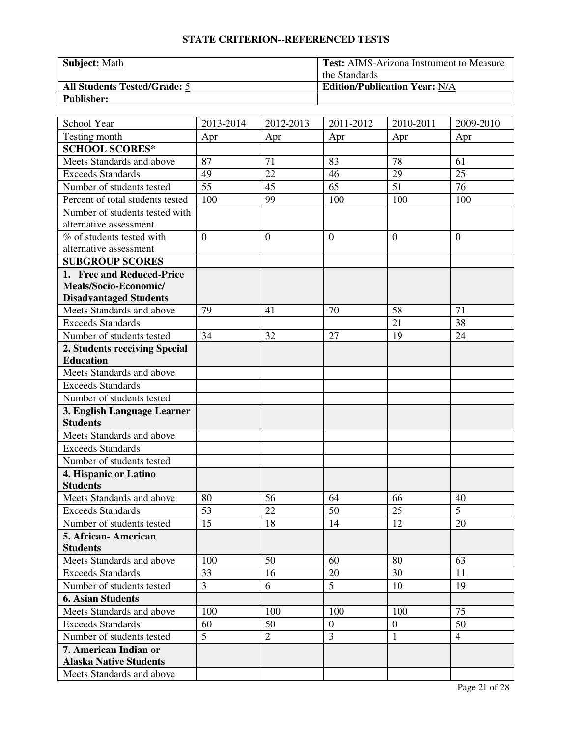## STATE CRITERION--REFERENCED TESTS

| **Subject:** Math | **Test:** AIMS-Arizona Instrument to Measure the Standards |
|---|---|
| **All Students Tested/Grade:** 5 | **Edition/Publication Year:** N/A |
| **Publisher:** | |

| School Year | 2013-2014 | 2012-2013 | 2011-2012 | 2010-2011 | 2009-2010 |
|---|---|---|---|---|---|
| Testing month | Apr | Apr | Apr | Apr | Apr |
| **SCHOOL SCORES*** | | | | | |
| Meets Standards and above | 87 | 71 | 83 | 78 | 61 |
| Exceeds Standards | 49 | 22 | 46 | 29 | 25 |
| Number of students tested | 55 | 45 | 65 | 51 | 76 |
| Percent of total students tested | 100 | 99 | 100 | 100 | 100 |
| Number of students tested with alternative assessment | | | | | |
| % of students tested with alternative assessment | 0 | 0 | 0 | 0 | 0 |
| **SUBGROUP SCORES** | | | | | |
| **1. Free and Reduced-Price Meals/Socio-Economic/ Disadvantaged Students** | | | | | |
| Meets Standards and above | 79 | 41 | 70 | 58 | 71 |
| Exceeds Standards | | | | 21 | 38 |
| Number of students tested | 34 | 32 | 27 | 19 | 24 |
| **2. Students receiving Special Education** | | | | | |
| Meets Standards and above | | | | | |
| Exceeds Standards | | | | | |
| Number of students tested | | | | | |
| **3. English Language Learner Students** | | | | | |
| Meets Standards and above | | | | | |
| Exceeds Standards | | | | | |
| Number of students tested | | | | | |
| **4. Hispanic or Latino Students** | | | | | |
| Meets Standards and above | 80 | 56 | 64 | 66 | 40 |
| Exceeds Standards | 53 | 22 | 50 | 25 | 5 |
| Number of students tested | 15 | 18 | 14 | 12 | 20 |
| **5. African- American Students** | | | | | |
| Meets Standards and above | 100 | 50 | 60 | 80 | 63 |
| Exceeds Standards | 33 | 16 | 20 | 30 | 11 |
| Number of students tested | 3 | 6 | 5 | 10 | 19 |
| **6. Asian Students** | | | | | |
| Meets Standards and above | 100 | 100 | 100 | 100 | 75 |
| Exceeds Standards | 60 | 50 | 0 | 0 | 50 |
| Number of students tested | 5 | 2 | 3 | 1 | 4 |
| **7. American Indian or Alaska Native Students** | | | | | |
| Meets Standards and above | | | | | |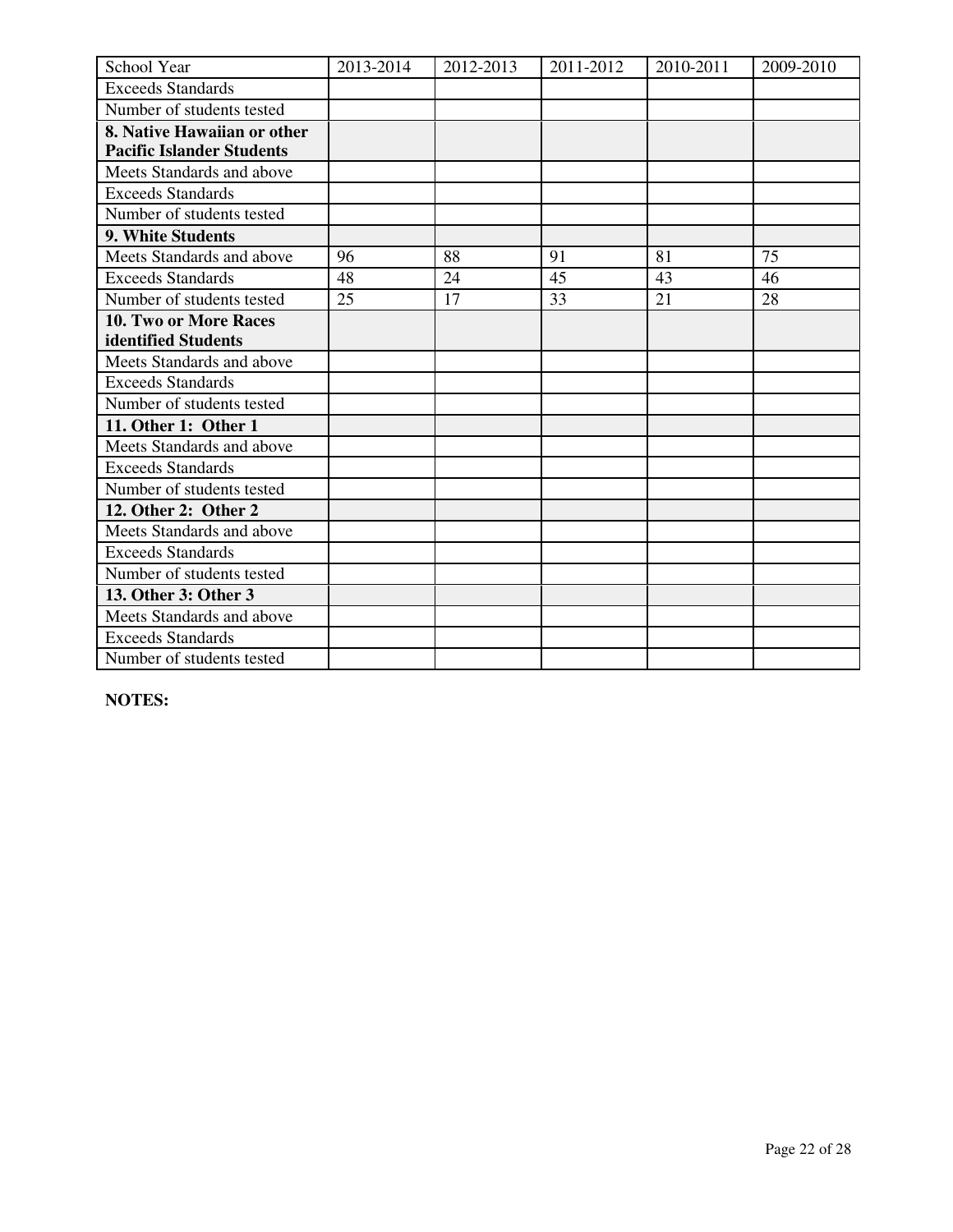| School Year | 2013-2014 | 2012-2013 | 2011-2012 | 2010-2011 | 2009-2010 |
| --- | --- | --- | --- | --- | --- |
| Exceeds Standards | | | | | |
| Number of students tested | | | | | |
| **8. Native Hawaiian or other Pacific Islander Students** | | | | | |
| Meets Standards and above | | | | | |
| Exceeds Standards | | | | | |
| Number of students tested | | | | | |
| **9. White Students** | | | | | |
| Meets Standards and above | 96 | 88 | 91 | 81 | 75 |
| Exceeds Standards | 48 | 24 | 45 | 43 | 46 |
| Number of students tested | 25 | 17 | 33 | 21 | 28 |
| **10. Two or More Races identified Students** | | | | | |
| Meets Standards and above | | | | | |
| Exceeds Standards | | | | | |
| Number of students tested | | | | | |
| **11. Other 1: Other 1** | | | | | |
| Meets Standards and above | | | | | |
| Exceeds Standards | | | | | |
| Number of students tested | | | | | |
| **12. Other 2: Other 2** | | | | | |
| Meets Standards and above | | | | | |
| Exceeds Standards | | | | | |
| Number of students tested | | | | | |
| **13. Other 3: Other 3** | | | | | |
| Meets Standards and above | | | | | |
| Exceeds Standards | | | | | |
| Number of students tested | | | | | |

**NOTES:**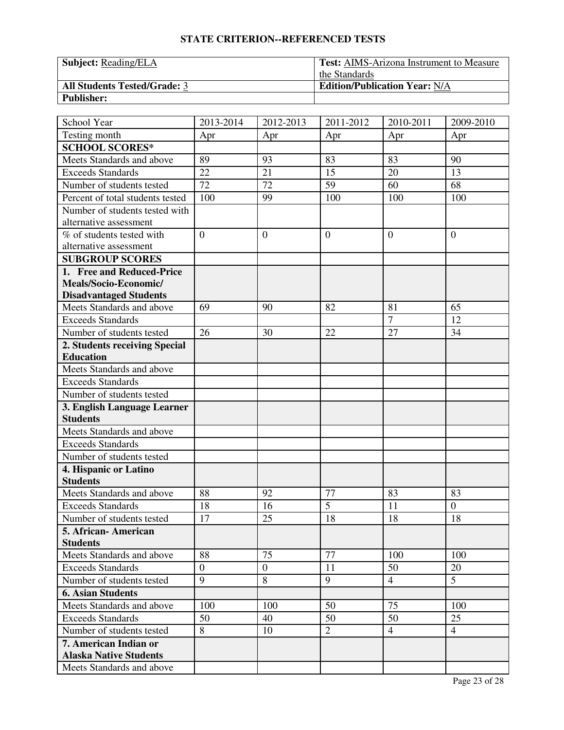## STATE CRITERION--REFERENCED TESTS

| **Subject:** Reading/ELA | **Test:** AIMS-Arizona Instrument to Measure the Standards |
|---|---|
| **All Students Tested/Grade:** 3 | **Edition/Publication Year:** N/A |
| **Publisher:** | |

| School Year | 2013-2014 | 2012-2013 | 2011-2012 | 2010-2011 | 2009-2010 |
|---|---|---|---|---|---|
| Testing month | Apr | Apr | Apr | Apr | Apr |
| **SCHOOL SCORES*** | | | | | |
| Meets Standards and above | 89 | 93 | 83 | 83 | 90 |
| Exceeds Standards | 22 | 21 | 15 | 20 | 13 |
| Number of students tested | 72 | 72 | 59 | 60 | 68 |
| Percent of total students tested | 100 | 99 | 100 | 100 | 100 |
| Number of students tested with alternative assessment | | | | | |
| % of students tested with alternative assessment | 0 | 0 | 0 | 0 | 0 |
| **SUBGROUP SCORES** | | | | | |
| **1. Free and Reduced-Price Meals/Socio-Economic/ Disadvantaged Students** | | | | | |
| Meets Standards and above | 69 | 90 | 82 | 81 | 65 |
| Exceeds Standards | | | | 7 | 12 |
| Number of students tested | 26 | 30 | 22 | 27 | 34 |
| **2. Students receiving Special Education** | | | | | |
| Meets Standards and above | | | | | |
| Exceeds Standards | | | | | |
| Number of students tested | | | | | |
| **3. English Language Learner Students** | | | | | |
| Meets Standards and above | | | | | |
| Exceeds Standards | | | | | |
| Number of students tested | | | | | |
| **4. Hispanic or Latino Students** | | | | | |
| Meets Standards and above | 88 | 92 | 77 | 83 | 83 |
| Exceeds Standards | 18 | 16 | 5 | 11 | 0 |
| Number of students tested | 17 | 25 | 18 | 18 | 18 |
| **5. African- American Students** | | | | | |
| Meets Standards and above | 88 | 75 | 77 | 100 | 100 |
| Exceeds Standards | 0 | 0 | 11 | 50 | 20 |
| Number of students tested | 9 | 8 | 9 | 4 | 5 |
| **6. Asian Students** | | | | | |
| Meets Standards and above | 100 | 100 | 50 | 75 | 100 |
| Exceeds Standards | 50 | 40 | 50 | 50 | 25 |
| Number of students tested | 8 | 10 | 2 | 4 | 4 |
| **7. American Indian or Alaska Native Students** | | | | | |
| Meets Standards and above | | | | | |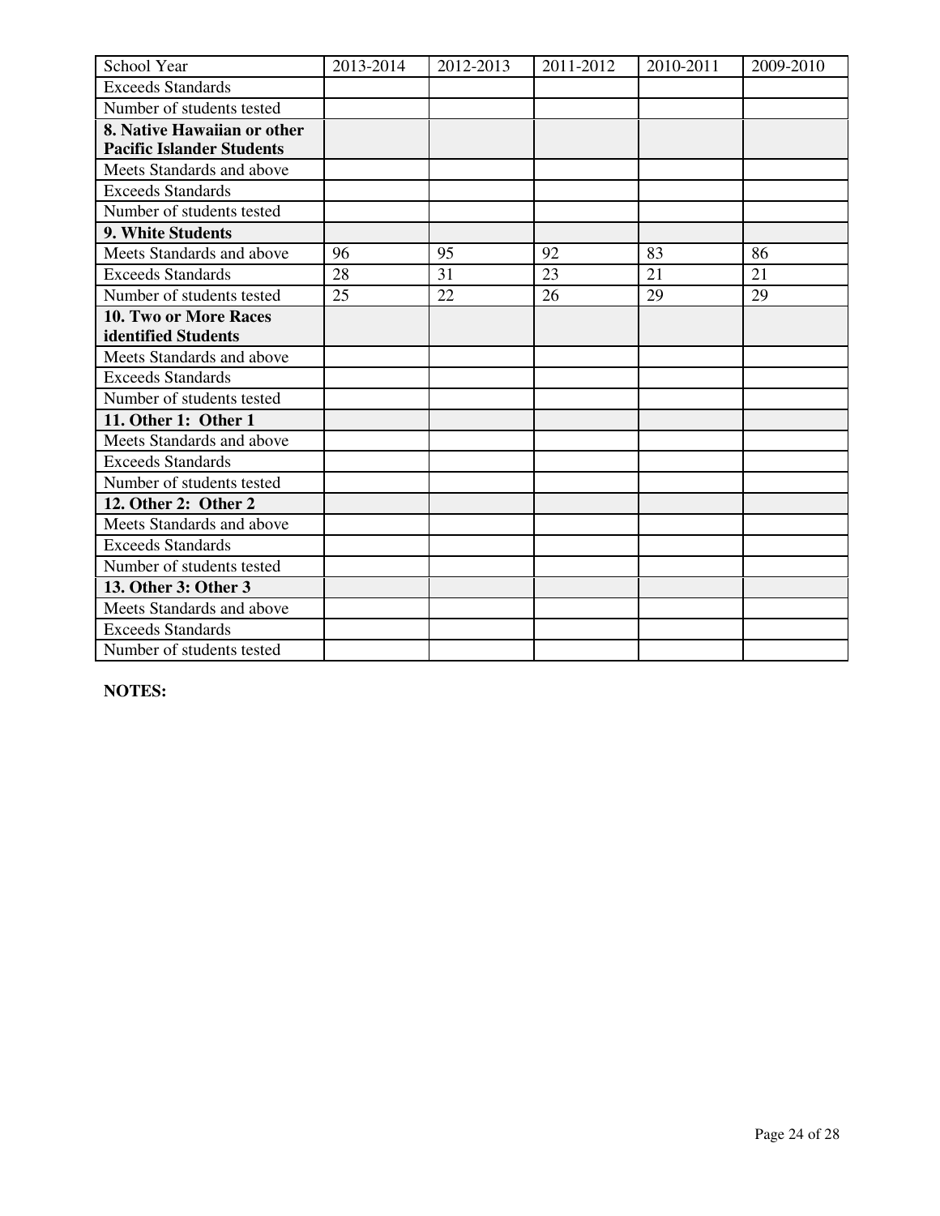| School Year | 2013-2014 | 2012-2013 | 2011-2012 | 2010-2011 | 2009-2010 |
|---|---|---|---|---|---|
| Exceeds Standards | | | | | |
| Number of students tested | | | | | |
| **8. Native Hawaiian or other Pacific Islander Students** | | | | | |
| Meets Standards and above | | | | | |
| Exceeds Standards | | | | | |
| Number of students tested | | | | | |
| **9. White Students** | | | | | |
| Meets Standards and above | 96 | 95 | 92 | 83 | 86 |
| Exceeds Standards | 28 | 31 | 23 | 21 | 21 |
| Number of students tested | 25 | 22 | 26 | 29 | 29 |
| **10. Two or More Races identified Students** | | | | | |
| Meets Standards and above | | | | | |
| Exceeds Standards | | | | | |
| Number of students tested | | | | | |
| **11. Other 1: Other 1** | | | | | |
| Meets Standards and above | | | | | |
| Exceeds Standards | | | | | |
| Number of students tested | | | | | |
| **12. Other 2: Other 2** | | | | | |
| Meets Standards and above | | | | | |
| Exceeds Standards | | | | | |
| Number of students tested | | | | | |
| **13. Other 3: Other 3** | | | | | |
| Meets Standards and above | | | | | |
| Exceeds Standards | | | | | |
| Number of students tested | | | | | |

**NOTES:**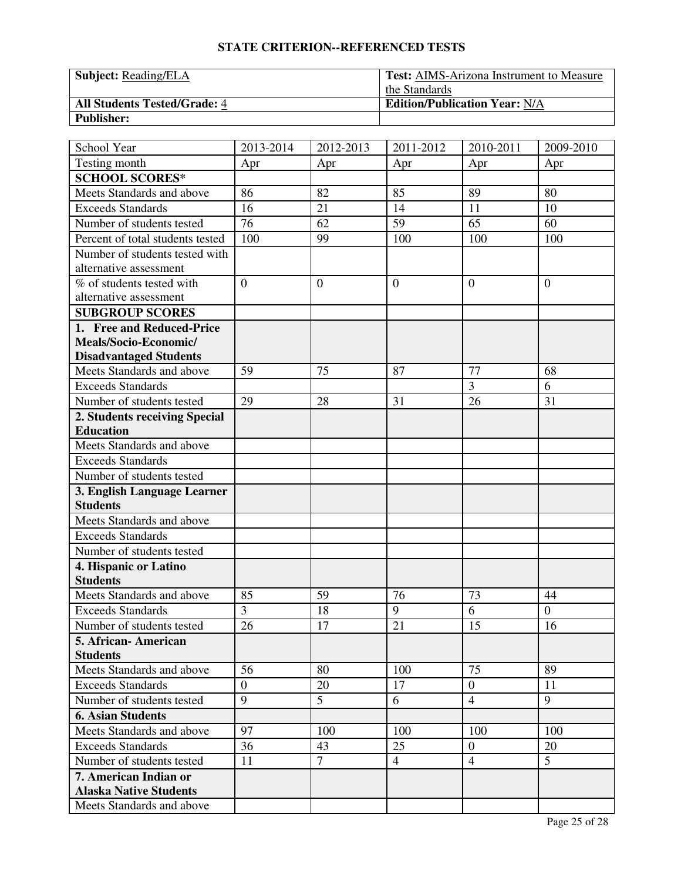## STATE CRITERION--REFERENCED TESTS

| **Subject:** Reading/ELA | **Test:** AIMS-Arizona Instrument to Measure the Standards |
|---|---|
| **All Students Tested/Grade:** 4 | **Edition/Publication Year:** N/A |
| **Publisher:** | |

| School Year | 2013-2014 | 2012-2013 | 2011-2012 | 2010-2011 | 2009-2010 |
|---|---|---|---|---|---|
| Testing month | Apr | Apr | Apr | Apr | Apr |
| **SCHOOL SCORES*** | | | | | |
| Meets Standards and above | 86 | 82 | 85 | 89 | 80 |
| Exceeds Standards | 16 | 21 | 14 | 11 | 10 |
| Number of students tested | 76 | 62 | 59 | 65 | 60 |
| Percent of total students tested | 100 | 99 | 100 | 100 | 100 |
| Number of students tested with alternative assessment | | | | | |
| % of students tested with alternative assessment | 0 | 0 | 0 | 0 | 0 |
| **SUBGROUP SCORES** | | | | | |
| **1. Free and Reduced-Price Meals/Socio-Economic/ Disadvantaged Students** | | | | | |
| Meets Standards and above | 59 | 75 | 87 | 77 | 68 |
| Exceeds Standards | | | | 3 | 6 |
| Number of students tested | 29 | 28 | 31 | 26 | 31 |
| **2. Students receiving Special Education** | | | | | |
| Meets Standards and above | | | | | |
| Exceeds Standards | | | | | |
| Number of students tested | | | | | |
| **3. English Language Learner Students** | | | | | |
| Meets Standards and above | | | | | |
| Exceeds Standards | | | | | |
| Number of students tested | | | | | |
| **4. Hispanic or Latino Students** | | | | | |
| Meets Standards and above | 85 | 59 | 76 | 73 | 44 |
| Exceeds Standards | 3 | 18 | 9 | 6 | 0 |
| Number of students tested | 26 | 17 | 21 | 15 | 16 |
| **5. African- American Students** | | | | | |
| Meets Standards and above | 56 | 80 | 100 | 75 | 89 |
| Exceeds Standards | 0 | 20 | 17 | 0 | 11 |
| Number of students tested | 9 | 5 | 6 | 4 | 9 |
| **6. Asian Students** | | | | | |
| Meets Standards and above | 97 | 100 | 100 | 100 | 100 |
| Exceeds Standards | 36 | 43 | 25 | 0 | 20 |
| Number of students tested | 11 | 7 | 4 | 4 | 5 |
| **7. American Indian or Alaska Native Students** | | | | | |
| Meets Standards and above | | | | | |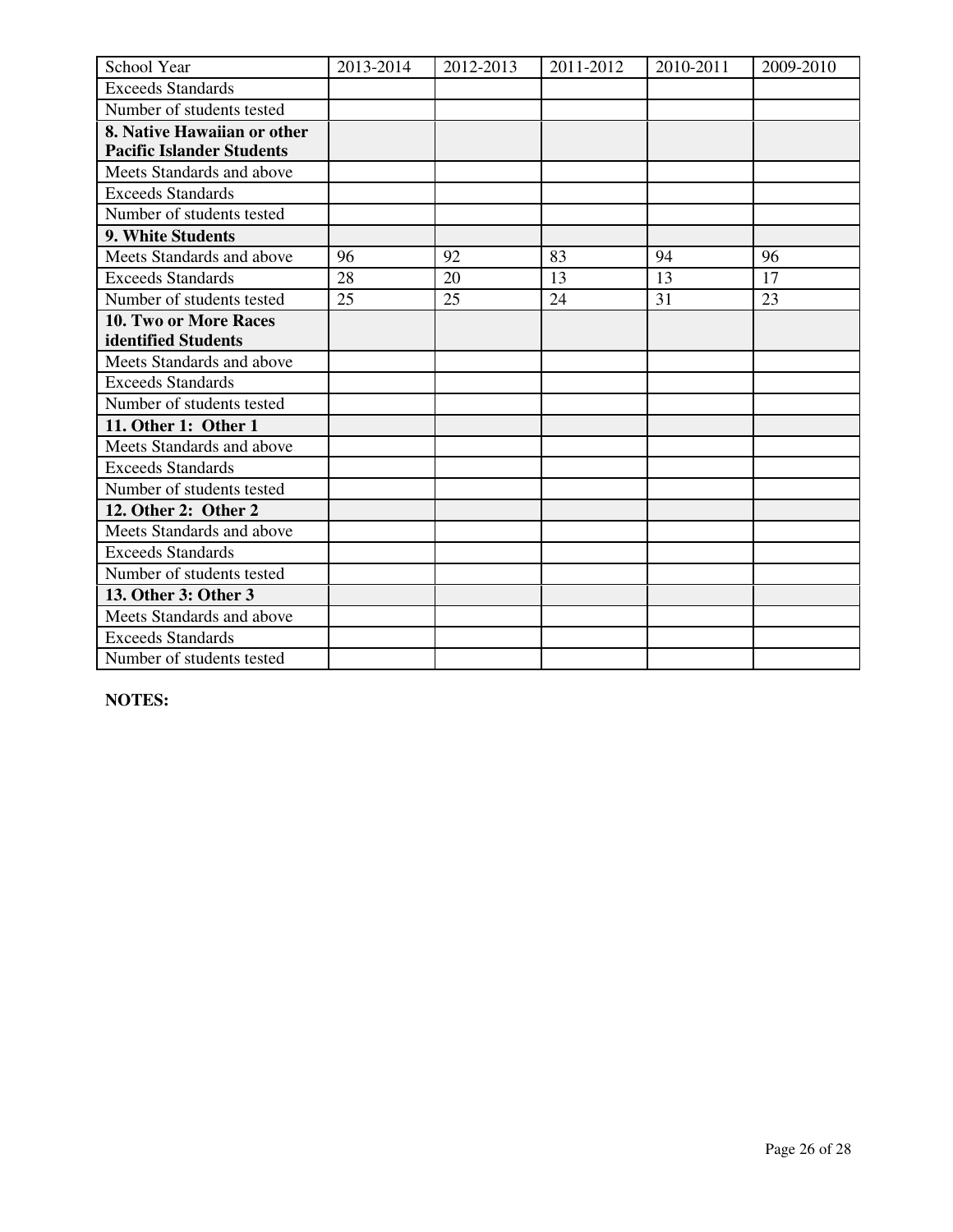| School Year | 2013-2014 | 2012-2013 | 2011-2012 | 2010-2011 | 2009-2010 |
| --- | --- | --- | --- | --- | --- |
| Exceeds Standards | | | | | |
| Number of students tested | | | | | |
| **8. Native Hawaiian or other Pacific Islander Students** | | | | | |
| Meets Standards and above | | | | | |
| Exceeds Standards | | | | | |
| Number of students tested | | | | | |
| **9. White Students** | | | | | |
| Meets Standards and above | 96 | 92 | 83 | 94 | 96 |
| Exceeds Standards | 28 | 20 | 13 | 13 | 17 |
| Number of students tested | 25 | 25 | 24 | 31 | 23 |
| **10. Two or More Races identified Students** | | | | | |
| Meets Standards and above | | | | | |
| Exceeds Standards | | | | | |
| Number of students tested | | | | | |
| **11. Other 1: Other 1** | | | | | |
| Meets Standards and above | | | | | |
| Exceeds Standards | | | | | |
| Number of students tested | | | | | |
| **12. Other 2: Other 2** | | | | | |
| Meets Standards and above | | | | | |
| Exceeds Standards | | | | | |
| Number of students tested | | | | | |
| **13. Other 3: Other 3** | | | | | |
| Meets Standards and above | | | | | |
| Exceeds Standards | | | | | |
| Number of students tested | | | | | |

**NOTES:**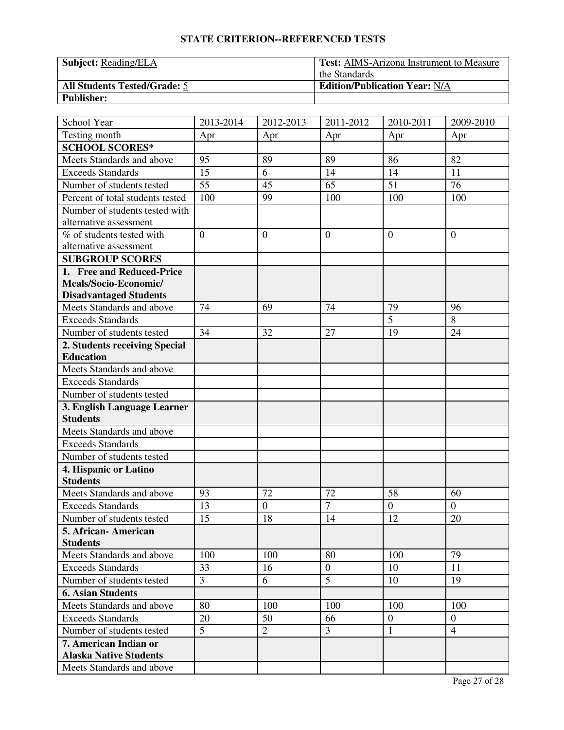# STATE CRITERION--REFERENCED TESTS

| **Subject:** Reading/ELA | **Test:** AIMS-Arizona Instrument to Measure the Standards |
|---|---|
| **All Students Tested/Grade:** 5 | **Edition/Publication Year:** N/A |
| **Publisher:** | |

| School Year | 2013-2014 | 2012-2013 | 2011-2012 | 2010-2011 | 2009-2010 |
|---|---|---|---|---|---|
| Testing month | Apr | Apr | Apr | Apr | Apr |
| **SCHOOL SCORES*** | | | | | |
| Meets Standards and above | 95 | 89 | 89 | 86 | 82 |
| Exceeds Standards | 15 | 6 | 14 | 14 | 11 |
| Number of students tested | 55 | 45 | 65 | 51 | 76 |
| Percent of total students tested | 100 | 99 | 100 | 100 | 100 |
| Number of students tested with alternative assessment | | | | | |
| % of students tested with alternative assessment | 0 | 0 | 0 | 0 | 0 |
| **SUBGROUP SCORES** | | | | | |
| **1. Free and Reduced-Price Meals/Socio-Economic/ Disadvantaged Students** | | | | | |
| Meets Standards and above | 74 | 69 | 74 | 79 | 96 |
| Exceeds Standards | | | | 5 | 8 |
| Number of students tested | 34 | 32 | 27 | 19 | 24 |
| **2. Students receiving Special Education** | | | | | |
| Meets Standards and above | | | | | |
| Exceeds Standards | | | | | |
| Number of students tested | | | | | |
| **3. English Language Learner Students** | | | | | |
| Meets Standards and above | | | | | |
| Exceeds Standards | | | | | |
| Number of students tested | | | | | |
| **4. Hispanic or Latino Students** | | | | | |
| Meets Standards and above | 93 | 72 | 72 | 58 | 60 |
| Exceeds Standards | 13 | 0 | 7 | 0 | 0 |
| Number of students tested | 15 | 18 | 14 | 12 | 20 |
| **5. African- American Students** | | | | | |
| Meets Standards and above | 100 | 100 | 80 | 100 | 79 |
| Exceeds Standards | 33 | 16 | 0 | 10 | 11 |
| Number of students tested | 3 | 6 | 5 | 10 | 19 |
| **6. Asian Students** | | | | | |
| Meets Standards and above | 80 | 100 | 100 | 100 | 100 |
| Exceeds Standards | 20 | 50 | 66 | 0 | 0 |
| Number of students tested | 5 | 2 | 3 | 1 | 4 |
| **7. American Indian or Alaska Native Students** | | | | | |
| Meets Standards and above | | | | | |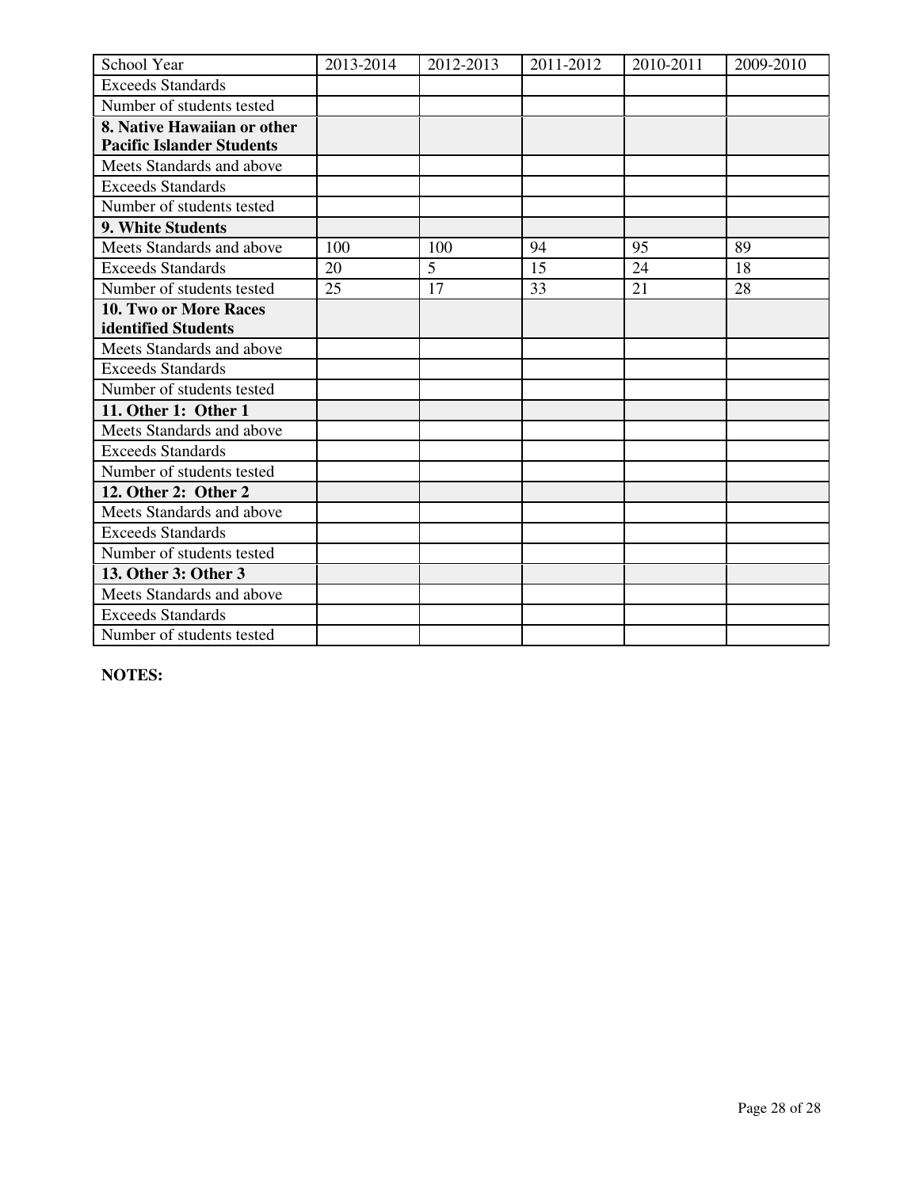| School Year | 2013-2014 | 2012-2013 | 2011-2012 | 2010-2011 | 2009-2010 |
|---|---|---|---|---|---|
| Exceeds Standards | | | | | |
| Number of students tested | | | | | |
| **8. Native Hawaiian or other Pacific Islander Students** | | | | | |
| Meets Standards and above | | | | | |
| Exceeds Standards | | | | | |
| Number of students tested | | | | | |
| **9. White Students** | | | | | |
| Meets Standards and above | 100 | 100 | 94 | 95 | 89 |
| Exceeds Standards | 20 | 5 | 15 | 24 | 18 |
| Number of students tested | 25 | 17 | 33 | 21 | 28 |
| **10. Two or More Races identified Students** | | | | | |
| Meets Standards and above | | | | | |
| Exceeds Standards | | | | | |
| Number of students tested | | | | | |
| **11. Other 1: Other 1** | | | | | |
| Meets Standards and above | | | | | |
| Exceeds Standards | | | | | |
| Number of students tested | | | | | |
| **12. Other 2: Other 2** | | | | | |
| Meets Standards and above | | | | | |
| Exceeds Standards | | | | | |
| Number of students tested | | | | | |
| **13. Other 3: Other 3** | | | | | |
| Meets Standards and above | | | | | |
| Exceeds Standards | | | | | |
| Number of students tested | | | | | |

**NOTES:**